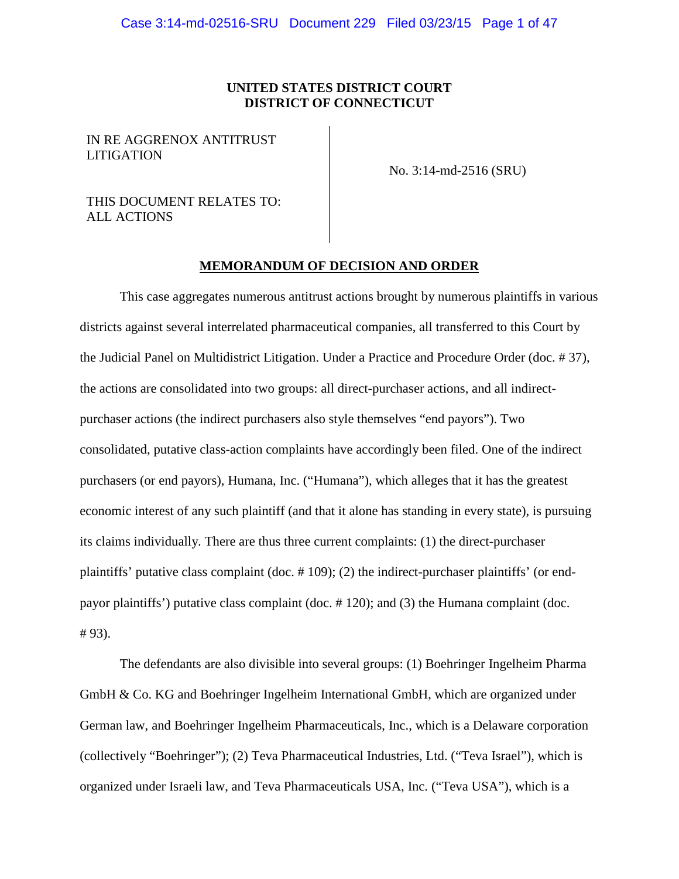**UNITED STATES DISTRICT COURT**
**DISTRICT OF CONNECTICUT**

| | |
|---|---|
| IN RE AGGRENOX ANTITRUST LITIGATION<br><br>THIS DOCUMENT RELATES TO: ALL ACTIONS | No. 3:14-md-2516 (SRU) |

**MEMORANDUM OF DECISION AND ORDER**

This case aggregates numerous antitrust actions brought by numerous plaintiffs in various districts against several interrelated pharmaceutical companies, all transferred to this Court by the Judicial Panel on Multidistrict Litigation. Under a Practice and Procedure Order (doc. # 37), the actions are consolidated into two groups: all direct-purchaser actions, and all indirect-purchaser actions (the indirect purchasers also style themselves "end payors"). Two consolidated, putative class-action complaints have accordingly been filed. One of the indirect purchasers (or end payors), Humana, Inc. ("Humana"), which alleges that it has the greatest economic interest of any such plaintiff (and that it alone has standing in every state), is pursuing its claims individually. There are thus three current complaints: (1) the direct-purchaser plaintiffs' putative class complaint (doc. # 109); (2) the indirect-purchaser plaintiffs' (or end-payor plaintiffs') putative class complaint (doc. # 120); and (3) the Humana complaint (doc. # 93).

The defendants are also divisible into several groups: (1) Boehringer Ingelheim Pharma GmbH & Co. KG and Boehringer Ingelheim International GmbH, which are organized under German law, and Boehringer Ingelheim Pharmaceuticals, Inc., which is a Delaware corporation (collectively "Boehringer"); (2) Teva Pharmaceutical Industries, Ltd. ("Teva Israel"), which is organized under Israeli law, and Teva Pharmaceuticals USA, Inc. ("Teva USA"), which is a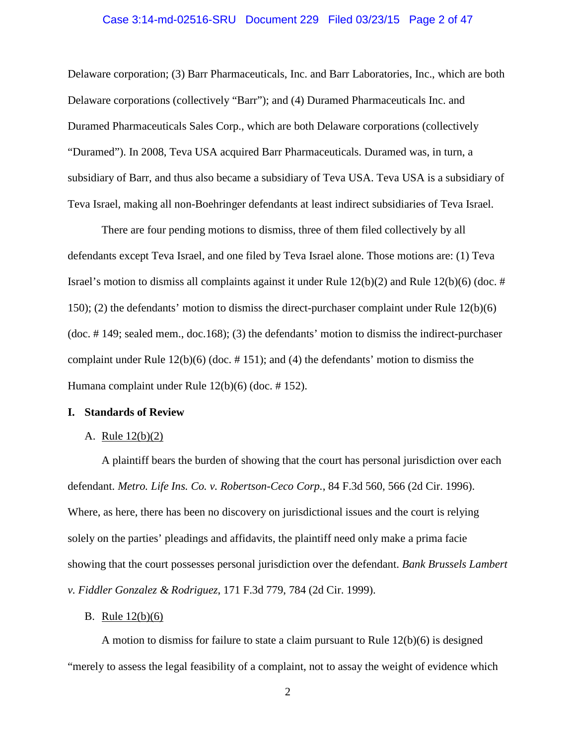Delaware corporation; (3) Barr Pharmaceuticals, Inc. and Barr Laboratories, Inc., which are both Delaware corporations (collectively "Barr"); and (4) Duramed Pharmaceuticals Inc. and Duramed Pharmaceuticals Sales Corp., which are both Delaware corporations (collectively "Duramed"). In 2008, Teva USA acquired Barr Pharmaceuticals. Duramed was, in turn, a subsidiary of Barr, and thus also became a subsidiary of Teva USA. Teva USA is a subsidiary of Teva Israel, making all non-Boehringer defendants at least indirect subsidiaries of Teva Israel.

There are four pending motions to dismiss, three of them filed collectively by all defendants except Teva Israel, and one filed by Teva Israel alone. Those motions are: (1) Teva Israel's motion to dismiss all complaints against it under Rule 12(b)(2) and Rule 12(b)(6) (doc. # 150); (2) the defendants' motion to dismiss the direct-purchaser complaint under Rule 12(b)(6) (doc. # 149; sealed mem., doc.168); (3) the defendants' motion to dismiss the indirect-purchaser complaint under Rule 12(b)(6) (doc. # 151); and (4) the defendants' motion to dismiss the Humana complaint under Rule 12(b)(6) (doc. # 152).

## I. Standards of Review

### A. Rule 12(b)(2)

A plaintiff bears the burden of showing that the court has personal jurisdiction over each defendant. *Metro. Life Ins. Co. v. Robertson-Ceco Corp.*, 84 F.3d 560, 566 (2d Cir. 1996). Where, as here, there has been no discovery on jurisdictional issues and the court is relying solely on the parties' pleadings and affidavits, the plaintiff need only make a prima facie showing that the court possesses personal jurisdiction over the defendant. *Bank Brussels Lambert v. Fiddler Gonzalez & Rodriguez,* 171 F.3d 779, 784 (2d Cir. 1999).

### B. Rule 12(b)(6)

A motion to dismiss for failure to state a claim pursuant to Rule 12(b)(6) is designed "merely to assess the legal feasibility of a complaint, not to assay the weight of evidence which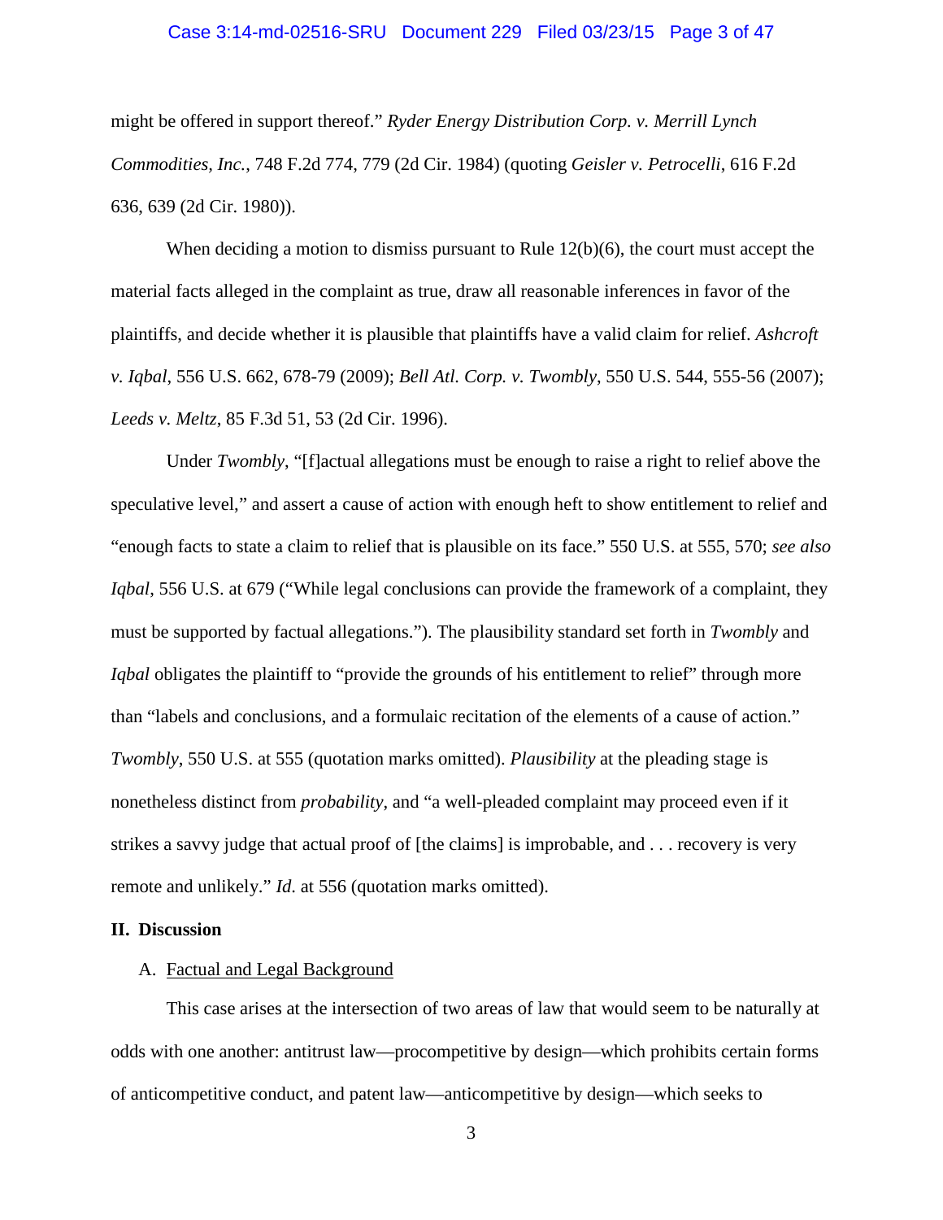might be offered in support thereof." *Ryder Energy Distribution Corp. v. Merrill Lynch Commodities, Inc.*, 748 F.2d 774, 779 (2d Cir. 1984) (quoting *Geisler v. Petrocelli*, 616 F.2d 636, 639 (2d Cir. 1980)).

When deciding a motion to dismiss pursuant to Rule 12(b)(6), the court must accept the material facts alleged in the complaint as true, draw all reasonable inferences in favor of the plaintiffs, and decide whether it is plausible that plaintiffs have a valid claim for relief. *Ashcroft v. Iqbal*, 556 U.S. 662, 678-79 (2009); *Bell Atl. Corp. v. Twombly*, 550 U.S. 544, 555-56 (2007); *Leeds v. Meltz*, 85 F.3d 51, 53 (2d Cir. 1996).

Under *Twombly*, "[f]actual allegations must be enough to raise a right to relief above the speculative level," and assert a cause of action with enough heft to show entitlement to relief and "enough facts to state a claim to relief that is plausible on its face." 550 U.S. at 555, 570; *see also Iqbal*, 556 U.S. at 679 ("While legal conclusions can provide the framework of a complaint, they must be supported by factual allegations."). The plausibility standard set forth in *Twombly* and *Iqbal* obligates the plaintiff to "provide the grounds of his entitlement to relief" through more than "labels and conclusions, and a formulaic recitation of the elements of a cause of action." *Twombly*, 550 U.S. at 555 (quotation marks omitted). *Plausibility* at the pleading stage is nonetheless distinct from *probability*, and "a well-pleaded complaint may proceed even if it strikes a savvy judge that actual proof of [the claims] is improbable, and . . . recovery is very remote and unlikely." *Id.* at 556 (quotation marks omitted).

## II. Discussion

### A. Factual and Legal Background

This case arises at the intersection of two areas of law that would seem to be naturally at odds with one another: antitrust law—procompetitive by design—which prohibits certain forms of anticompetitive conduct, and patent law—anticompetitive by design—which seeks to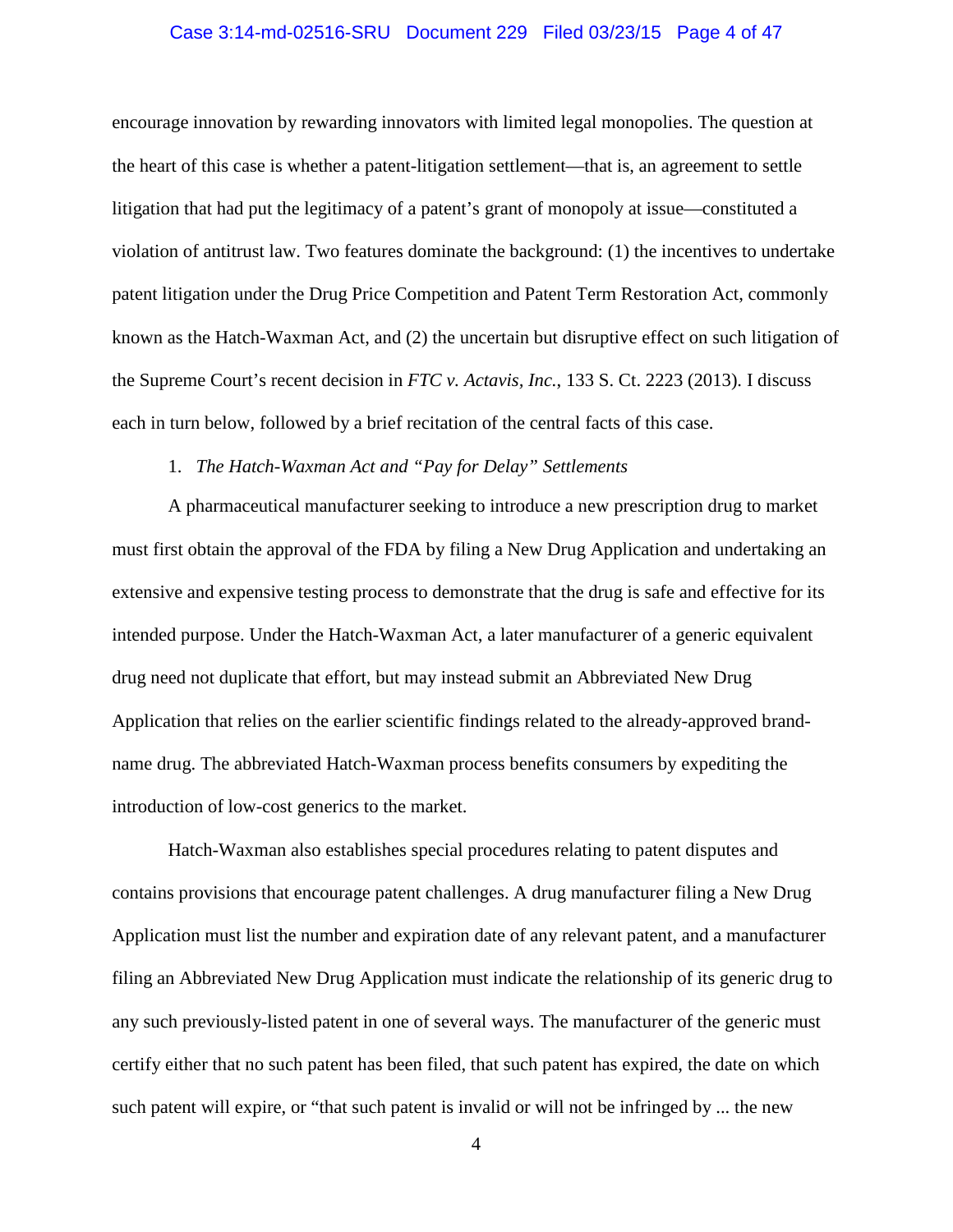encourage innovation by rewarding innovators with limited legal monopolies. The question at the heart of this case is whether a patent-litigation settlement—that is, an agreement to settle litigation that had put the legitimacy of a patent's grant of monopoly at issue—constituted a violation of antitrust law. Two features dominate the background: (1) the incentives to undertake patent litigation under the Drug Price Competition and Patent Term Restoration Act, commonly known as the Hatch-Waxman Act, and (2) the uncertain but disruptive effect on such litigation of the Supreme Court's recent decision in *FTC v. Actavis, Inc.*, 133 S. Ct. 2223 (2013). I discuss each in turn below, followed by a brief recitation of the central facts of this case.

1. *The Hatch-Waxman Act and "Pay for Delay" Settlements*

A pharmaceutical manufacturer seeking to introduce a new prescription drug to market must first obtain the approval of the FDA by filing a New Drug Application and undertaking an extensive and expensive testing process to demonstrate that the drug is safe and effective for its intended purpose. Under the Hatch-Waxman Act, a later manufacturer of a generic equivalent drug need not duplicate that effort, but may instead submit an Abbreviated New Drug Application that relies on the earlier scientific findings related to the already-approved brand-name drug. The abbreviated Hatch-Waxman process benefits consumers by expediting the introduction of low-cost generics to the market.

Hatch-Waxman also establishes special procedures relating to patent disputes and contains provisions that encourage patent challenges. A drug manufacturer filing a New Drug Application must list the number and expiration date of any relevant patent, and a manufacturer filing an Abbreviated New Drug Application must indicate the relationship of its generic drug to any such previously-listed patent in one of several ways. The manufacturer of the generic must certify either that no such patent has been filed, that such patent has expired, the date on which such patent will expire, or "that such patent is invalid or will not be infringed by ... the new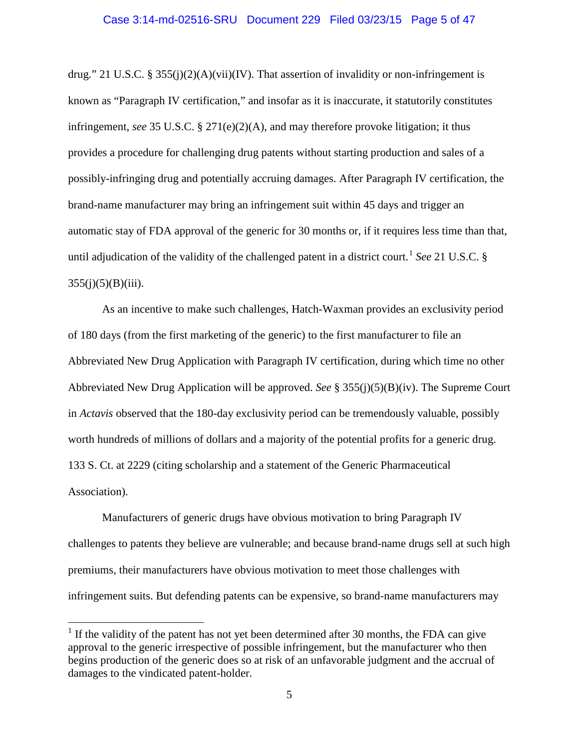drug." 21 U.S.C. § 355(j)(2)(A)(vii)(IV). That assertion of invalidity or non-infringement is known as "Paragraph IV certification," and insofar as it is inaccurate, it statutorily constitutes infringement, *see* 35 U.S.C. § 271(e)(2)(A), and may therefore provoke litigation; it thus provides a procedure for challenging drug patents without starting production and sales of a possibly-infringing drug and potentially accruing damages. After Paragraph IV certification, the brand-name manufacturer may bring an infringement suit within 45 days and trigger an automatic stay of FDA approval of the generic for 30 months or, if it requires less time than that, until adjudication of the validity of the challenged patent in a district court.[1] *See* 21 U.S.C. § 355(j)(5)(B)(iii).

As an incentive to make such challenges, Hatch-Waxman provides an exclusivity period of 180 days (from the first marketing of the generic) to the first manufacturer to file an Abbreviated New Drug Application with Paragraph IV certification, during which time no other Abbreviated New Drug Application will be approved. *See* § 355(j)(5)(B)(iv). The Supreme Court in *Actavis* observed that the 180-day exclusivity period can be tremendously valuable, possibly worth hundreds of millions of dollars and a majority of the potential profits for a generic drug. 133 S. Ct. at 2229 (citing scholarship and a statement of the Generic Pharmaceutical Association).

Manufacturers of generic drugs have obvious motivation to bring Paragraph IV challenges to patents they believe are vulnerable; and because brand-name drugs sell at such high premiums, their manufacturers have obvious motivation to meet those challenges with infringement suits. But defending patents can be expensive, so brand-name manufacturers may

---

[1] If the validity of the patent has not yet been determined after 30 months, the FDA can give approval to the generic irrespective of possible infringement, but the manufacturer who then begins production of the generic does so at risk of an unfavorable judgment and the accrual of damages to the vindicated patent-holder.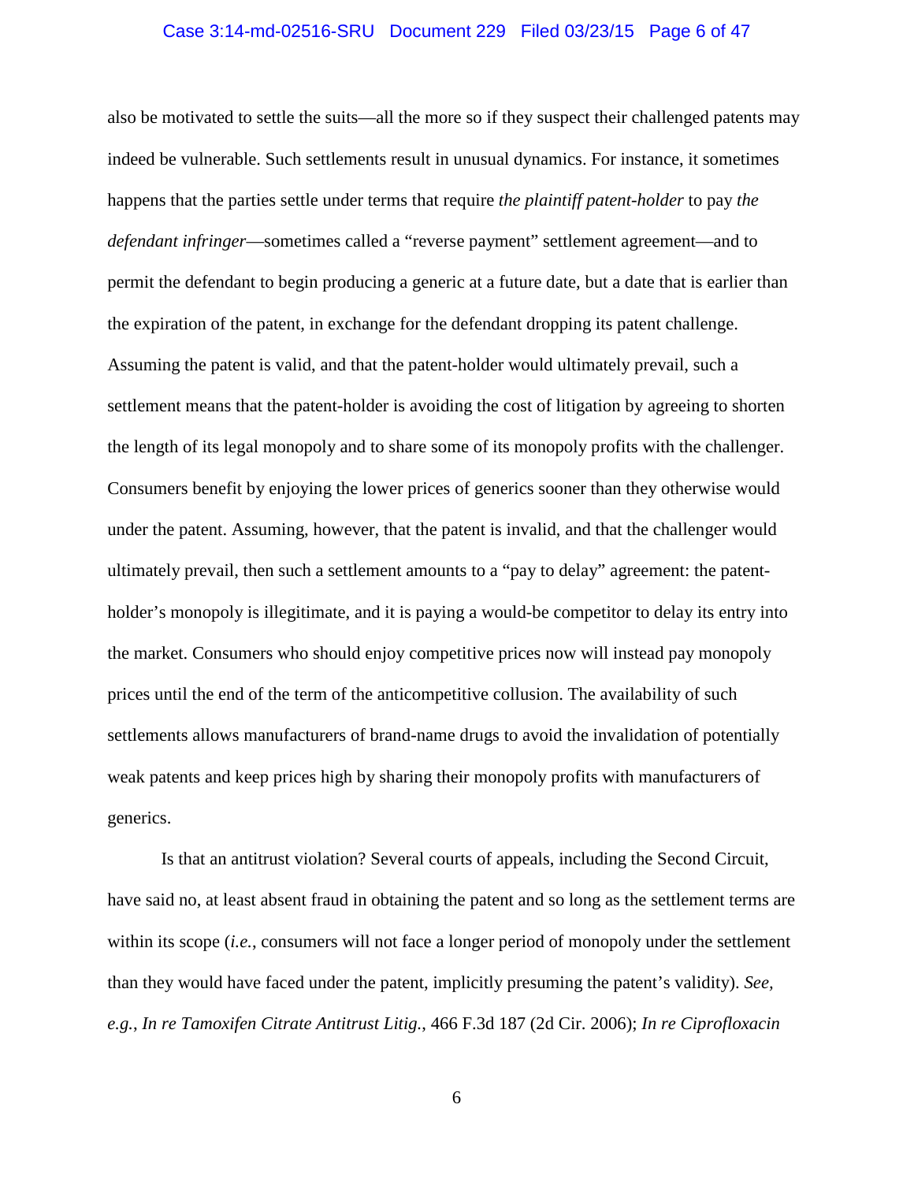also be motivated to settle the suits—all the more so if they suspect their challenged patents may indeed be vulnerable. Such settlements result in unusual dynamics. For instance, it sometimes happens that the parties settle under terms that require *the plaintiff patent-holder* to pay *the defendant infringer*—sometimes called a "reverse payment" settlement agreement—and to permit the defendant to begin producing a generic at a future date, but a date that is earlier than the expiration of the patent, in exchange for the defendant dropping its patent challenge. Assuming the patent is valid, and that the patent-holder would ultimately prevail, such a settlement means that the patent-holder is avoiding the cost of litigation by agreeing to shorten the length of its legal monopoly and to share some of its monopoly profits with the challenger. Consumers benefit by enjoying the lower prices of generics sooner than they otherwise would under the patent. Assuming, however, that the patent is invalid, and that the challenger would ultimately prevail, then such a settlement amounts to a "pay to delay" agreement: the patent-holder's monopoly is illegitimate, and it is paying a would-be competitor to delay its entry into the market. Consumers who should enjoy competitive prices now will instead pay monopoly prices until the end of the term of the anticompetitive collusion. The availability of such settlements allows manufacturers of brand-name drugs to avoid the invalidation of potentially weak patents and keep prices high by sharing their monopoly profits with manufacturers of generics.

Is that an antitrust violation? Several courts of appeals, including the Second Circuit, have said no, at least absent fraud in obtaining the patent and so long as the settlement terms are within its scope (*i.e.*, consumers will not face a longer period of monopoly under the settlement than they would have faced under the patent, implicitly presuming the patent's validity). *See, e.g.*, *In re Tamoxifen Citrate Antitrust Litig.*, 466 F.3d 187 (2d Cir. 2006); *In re Ciprofloxacin*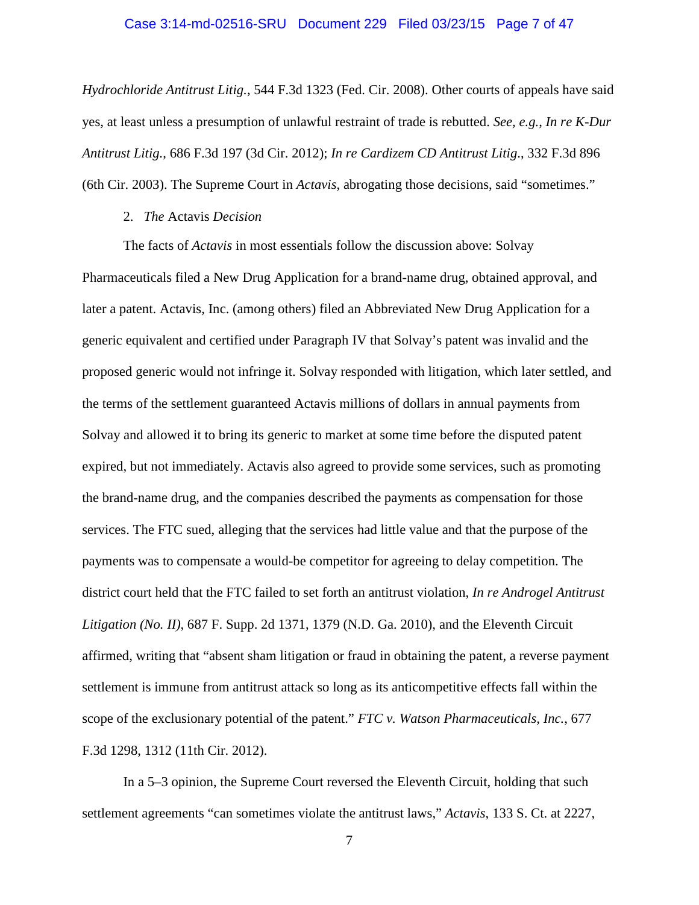*Hydrochloride Antitrust Litig.*, 544 F.3d 1323 (Fed. Cir. 2008). Other courts of appeals have said yes, at least unless a presumption of unlawful restraint of trade is rebutted. *See, e.g.*, *In re K-Dur Antitrust Litig.*, 686 F.3d 197 (3d Cir. 2012); *In re Cardizem CD Antitrust Litig*., 332 F.3d 896 (6th Cir. 2003). The Supreme Court in *Actavis*, abrogating those decisions, said "sometimes."

2. *The* Actavis *Decision*

The facts of *Actavis* in most essentials follow the discussion above: Solvay Pharmaceuticals filed a New Drug Application for a brand-name drug, obtained approval, and later a patent. Actavis, Inc. (among others) filed an Abbreviated New Drug Application for a generic equivalent and certified under Paragraph IV that Solvay's patent was invalid and the proposed generic would not infringe it. Solvay responded with litigation, which later settled, and the terms of the settlement guaranteed Actavis millions of dollars in annual payments from Solvay and allowed it to bring its generic to market at some time before the disputed patent expired, but not immediately. Actavis also agreed to provide some services, such as promoting the brand-name drug, and the companies described the payments as compensation for those services. The FTC sued, alleging that the services had little value and that the purpose of the payments was to compensate a would-be competitor for agreeing to delay competition. The district court held that the FTC failed to set forth an antitrust violation, *In re Androgel Antitrust Litigation (No. II)*, 687 F. Supp. 2d 1371, 1379 (N.D. Ga. 2010), and the Eleventh Circuit affirmed, writing that "absent sham litigation or fraud in obtaining the patent, a reverse payment settlement is immune from antitrust attack so long as its anticompetitive effects fall within the scope of the exclusionary potential of the patent." *FTC v. Watson Pharmaceuticals, Inc.*, 677 F.3d 1298, 1312 (11th Cir. 2012).

In a 5–3 opinion, the Supreme Court reversed the Eleventh Circuit, holding that such settlement agreements "can sometimes violate the antitrust laws," *Actavis*, 133 S. Ct. at 2227,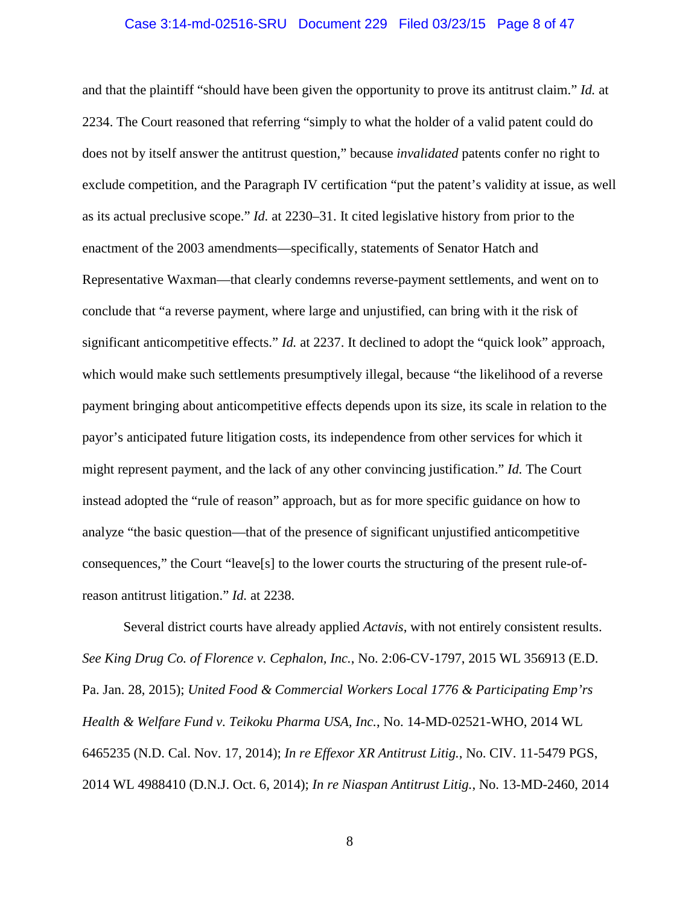and that the plaintiff "should have been given the opportunity to prove its antitrust claim." *Id.* at 2234. The Court reasoned that referring "simply to what the holder of a valid patent could do does not by itself answer the antitrust question," because *invalidated* patents confer no right to exclude competition, and the Paragraph IV certification "put the patent's validity at issue, as well as its actual preclusive scope." *Id.* at 2230–31. It cited legislative history from prior to the enactment of the 2003 amendments—specifically, statements of Senator Hatch and Representative Waxman—that clearly condemns reverse-payment settlements, and went on to conclude that "a reverse payment, where large and unjustified, can bring with it the risk of significant anticompetitive effects." *Id.* at 2237. It declined to adopt the "quick look" approach, which would make such settlements presumptively illegal, because "the likelihood of a reverse payment bringing about anticompetitive effects depends upon its size, its scale in relation to the payor's anticipated future litigation costs, its independence from other services for which it might represent payment, and the lack of any other convincing justification." *Id.* The Court instead adopted the "rule of reason" approach, but as for more specific guidance on how to analyze "the basic question—that of the presence of significant unjustified anticompetitive consequences," the Court "leave[s] to the lower courts the structuring of the present rule-of-reason antitrust litigation." *Id.* at 2238.

Several district courts have already applied *Actavis*, with not entirely consistent results. *See King Drug Co. of Florence v. Cephalon, Inc.*, No. 2:06-CV-1797, 2015 WL 356913 (E.D. Pa. Jan. 28, 2015); *United Food & Commercial Workers Local 1776 & Participating Emp'rs Health & Welfare Fund v. Teikoku Pharma USA, Inc.*, No. 14-MD-02521-WHO, 2014 WL 6465235 (N.D. Cal. Nov. 17, 2014); *In re Effexor XR Antitrust Litig.*, No. CIV. 11-5479 PGS, 2014 WL 4988410 (D.N.J. Oct. 6, 2014); *In re Niaspan Antitrust Litig.*, No. 13-MD-2460, 2014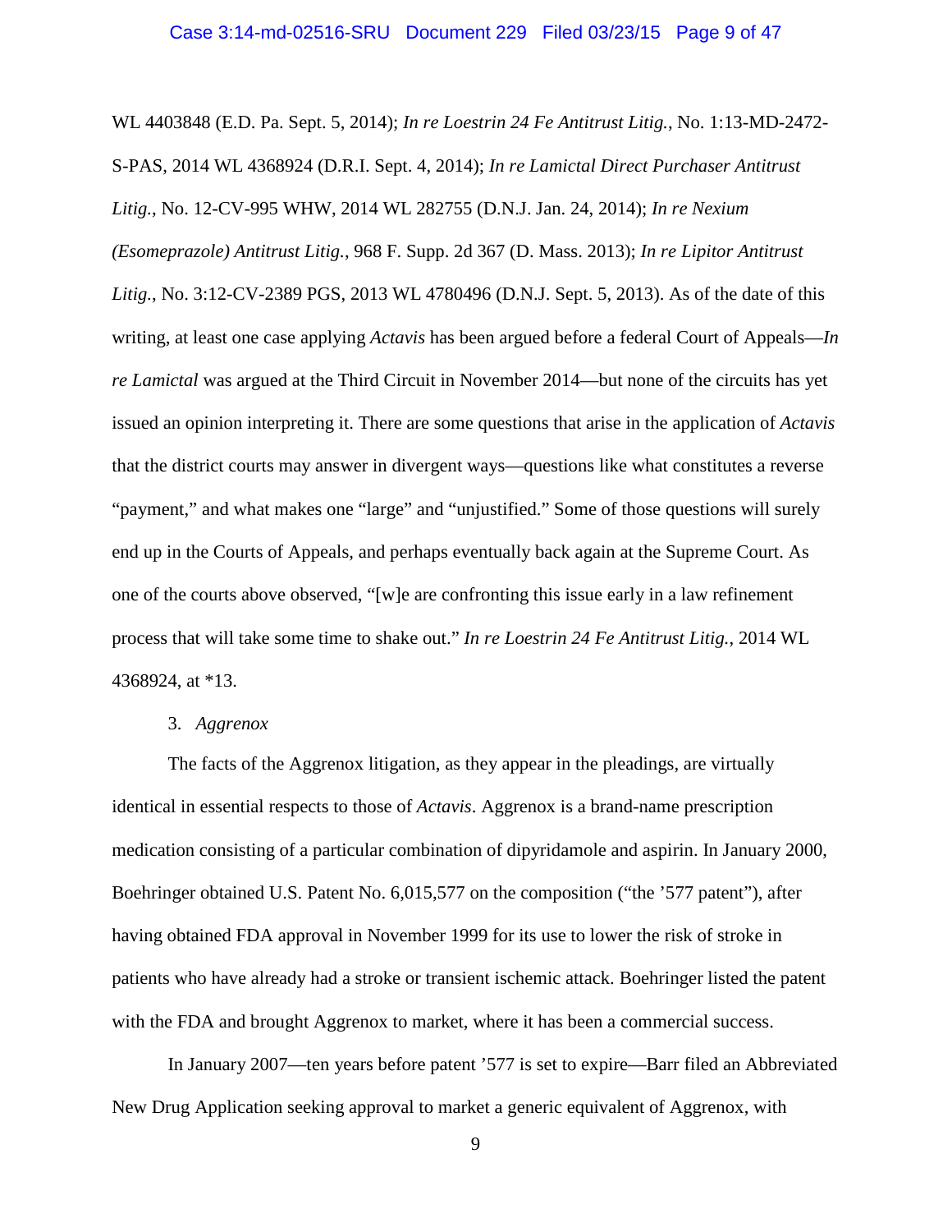WL 4403848 (E.D. Pa. Sept. 5, 2014); *In re Loestrin 24 Fe Antitrust Litig.*, No. 1:13-MD-2472-S-PAS, 2014 WL 4368924 (D.R.I. Sept. 4, 2014); *In re Lamictal Direct Purchaser Antitrust Litig.*, No. 12-CV-995 WHW, 2014 WL 282755 (D.N.J. Jan. 24, 2014); *In re Nexium (Esomeprazole) Antitrust Litig.*, 968 F. Supp. 2d 367 (D. Mass. 2013); *In re Lipitor Antitrust Litig.*, No. 3:12-CV-2389 PGS, 2013 WL 4780496 (D.N.J. Sept. 5, 2013). As of the date of this writing, at least one case applying *Actavis* has been argued before a federal Court of Appeals—*In re Lamictal* was argued at the Third Circuit in November 2014—but none of the circuits has yet issued an opinion interpreting it. There are some questions that arise in the application of *Actavis* that the district courts may answer in divergent ways—questions like what constitutes a reverse "payment," and what makes one "large" and "unjustified." Some of those questions will surely end up in the Courts of Appeals, and perhaps eventually back again at the Supreme Court. As one of the courts above observed, "[w]e are confronting this issue early in a law refinement process that will take some time to shake out." *In re Loestrin 24 Fe Antitrust Litig.*, 2014 WL 4368924, at *13.

3. *Aggrenox*

The facts of the Aggrenox litigation, as they appear in the pleadings, are virtually identical in essential respects to those of *Actavis*. Aggrenox is a brand-name prescription medication consisting of a particular combination of dipyridamole and aspirin. In January 2000, Boehringer obtained U.S. Patent No. 6,015,577 on the composition ("the '577 patent"), after having obtained FDA approval in November 1999 for its use to lower the risk of stroke in patients who have already had a stroke or transient ischemic attack. Boehringer listed the patent with the FDA and brought Aggrenox to market, where it has been a commercial success.

In January 2007—ten years before patent '577 is set to expire—Barr filed an Abbreviated New Drug Application seeking approval to market a generic equivalent of Aggrenox, with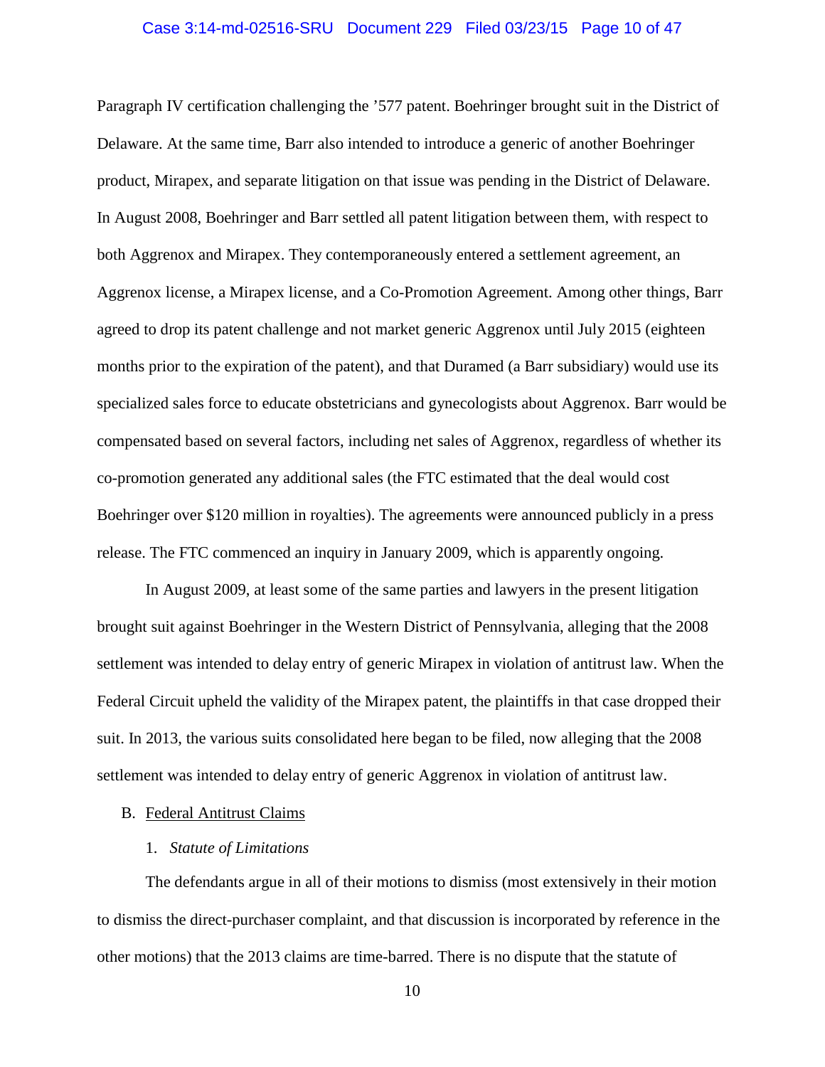Paragraph IV certification challenging the ’577 patent. Boehringer brought suit in the District of Delaware. At the same time, Barr also intended to introduce a generic of another Boehringer product, Mirapex, and separate litigation on that issue was pending in the District of Delaware. In August 2008, Boehringer and Barr settled all patent litigation between them, with respect to both Aggrenox and Mirapex. They contemporaneously entered a settlement agreement, an Aggrenox license, a Mirapex license, and a Co-Promotion Agreement. Among other things, Barr agreed to drop its patent challenge and not market generic Aggrenox until July 2015 (eighteen months prior to the expiration of the patent), and that Duramed (a Barr subsidiary) would use its specialized sales force to educate obstetricians and gynecologists about Aggrenox. Barr would be compensated based on several factors, including net sales of Aggrenox, regardless of whether its co-promotion generated any additional sales (the FTC estimated that the deal would cost Boehringer over $120 million in royalties). The agreements were announced publicly in a press release. The FTC commenced an inquiry in January 2009, which is apparently ongoing.

In August 2009, at least some of the same parties and lawyers in the present litigation brought suit against Boehringer in the Western District of Pennsylvania, alleging that the 2008 settlement was intended to delay entry of generic Mirapex in violation of antitrust law. When the Federal Circuit upheld the validity of the Mirapex patent, the plaintiffs in that case dropped their suit. In 2013, the various suits consolidated here began to be filed, now alleging that the 2008 settlement was intended to delay entry of generic Aggrenox in violation of antitrust law.

B. Federal Antitrust Claims

1. *Statute of Limitations*

The defendants argue in all of their motions to dismiss (most extensively in their motion to dismiss the direct-purchaser complaint, and that discussion is incorporated by reference in the other motions) that the 2013 claims are time-barred. There is no dispute that the statute of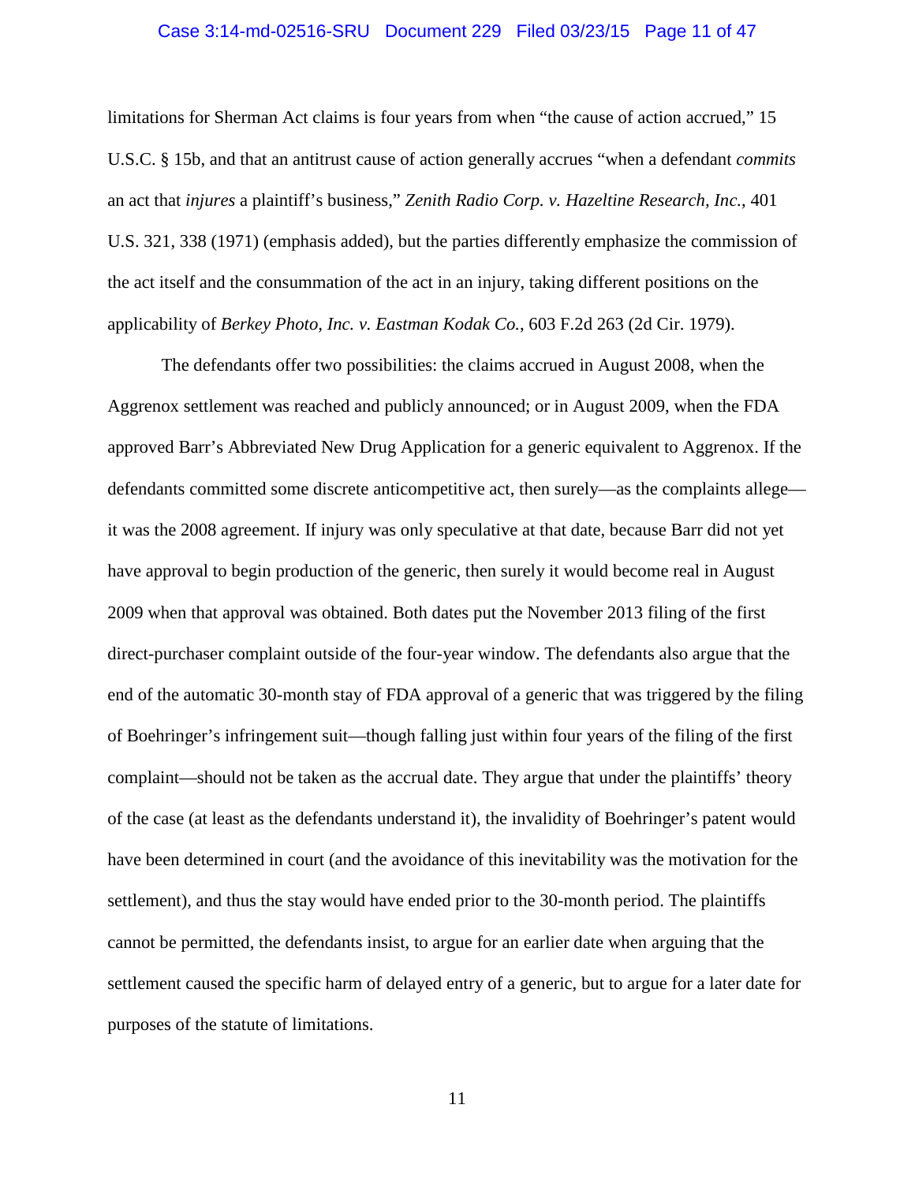limitations for Sherman Act claims is four years from when "the cause of action accrued," 15 U.S.C. § 15b, and that an antitrust cause of action generally accrues "when a defendant *commits* an act that *injures* a plaintiff's business," *Zenith Radio Corp. v. Hazeltine Research, Inc.*, 401 U.S. 321, 338 (1971) (emphasis added), but the parties differently emphasize the commission of the act itself and the consummation of the act in an injury, taking different positions on the applicability of *Berkey Photo, Inc. v. Eastman Kodak Co.*, 603 F.2d 263 (2d Cir. 1979).

The defendants offer two possibilities: the claims accrued in August 2008, when the Aggrenox settlement was reached and publicly announced; or in August 2009, when the FDA approved Barr's Abbreviated New Drug Application for a generic equivalent to Aggrenox. If the defendants committed some discrete anticompetitive act, then surely—as the complaints allege—it was the 2008 agreement. If injury was only speculative at that date, because Barr did not yet have approval to begin production of the generic, then surely it would become real in August 2009 when that approval was obtained. Both dates put the November 2013 filing of the first direct-purchaser complaint outside of the four-year window. The defendants also argue that the end of the automatic 30-month stay of FDA approval of a generic that was triggered by the filing of Boehringer's infringement suit—though falling just within four years of the filing of the first complaint—should not be taken as the accrual date. They argue that under the plaintiffs' theory of the case (at least as the defendants understand it), the invalidity of Boehringer's patent would have been determined in court (and the avoidance of this inevitability was the motivation for the settlement), and thus the stay would have ended prior to the 30-month period. The plaintiffs cannot be permitted, the defendants insist, to argue for an earlier date when arguing that the settlement caused the specific harm of delayed entry of a generic, but to argue for a later date for purposes of the statute of limitations.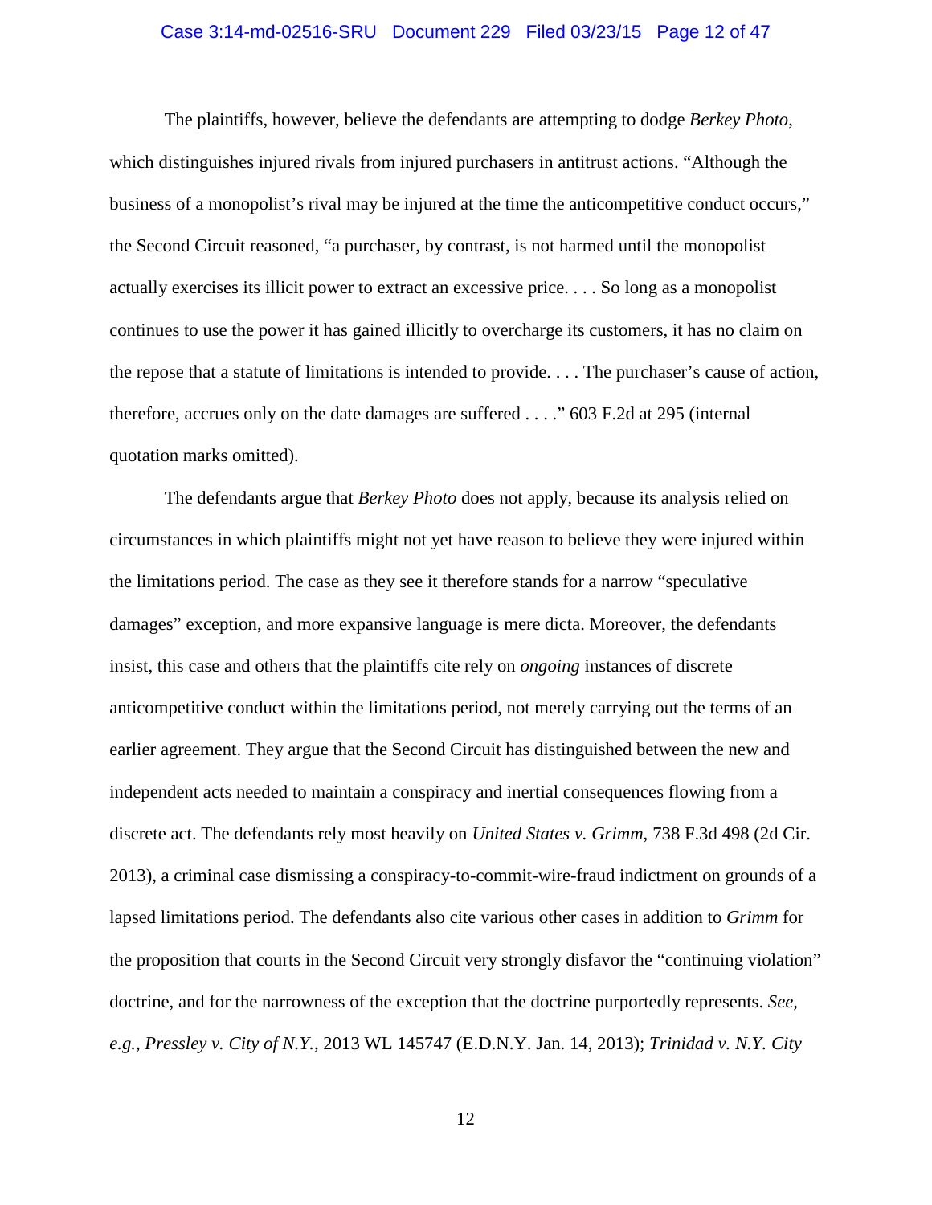The plaintiffs, however, believe the defendants are attempting to dodge *Berkey Photo*, which distinguishes injured rivals from injured purchasers in antitrust actions. "Although the business of a monopolist's rival may be injured at the time the anticompetitive conduct occurs," the Second Circuit reasoned, "a purchaser, by contrast, is not harmed until the monopolist actually exercises its illicit power to extract an excessive price. . . . So long as a monopolist continues to use the power it has gained illicitly to overcharge its customers, it has no claim on the repose that a statute of limitations is intended to provide. . . . The purchaser's cause of action, therefore, accrues only on the date damages are suffered . . . ." 603 F.2d at 295 (internal quotation marks omitted).

The defendants argue that *Berkey Photo* does not apply, because its analysis relied on circumstances in which plaintiffs might not yet have reason to believe they were injured within the limitations period. The case as they see it therefore stands for a narrow "speculative damages" exception, and more expansive language is mere dicta. Moreover, the defendants insist, this case and others that the plaintiffs cite rely on *ongoing* instances of discrete anticompetitive conduct within the limitations period, not merely carrying out the terms of an earlier agreement. They argue that the Second Circuit has distinguished between the new and independent acts needed to maintain a conspiracy and inertial consequences flowing from a discrete act. The defendants rely most heavily on *United States v. Grimm*, 738 F.3d 498 (2d Cir. 2013), a criminal case dismissing a conspiracy-to-commit-wire-fraud indictment on grounds of a lapsed limitations period. The defendants also cite various other cases in addition to *Grimm* for the proposition that courts in the Second Circuit very strongly disfavor the "continuing violation" doctrine, and for the narrowness of the exception that the doctrine purportedly represents. *See, e.g.*, *Pressley v. City of N.Y.*, 2013 WL 145747 (E.D.N.Y. Jan. 14, 2013); *Trinidad v. N.Y. City*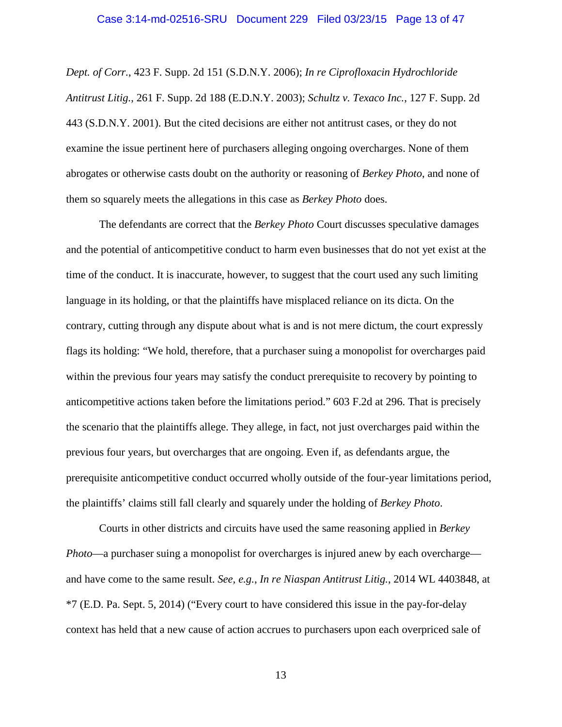*Dept. of Corr.*, 423 F. Supp. 2d 151 (S.D.N.Y. 2006); *In re Ciprofloxacin Hydrochloride Antitrust Litig.*, 261 F. Supp. 2d 188 (E.D.N.Y. 2003); *Schultz v. Texaco Inc.*, 127 F. Supp. 2d 443 (S.D.N.Y. 2001). But the cited decisions are either not antitrust cases, or they do not examine the issue pertinent here of purchasers alleging ongoing overcharges. None of them abrogates or otherwise casts doubt on the authority or reasoning of *Berkey Photo*, and none of them so squarely meets the allegations in this case as *Berkey Photo* does.

The defendants are correct that the *Berkey Photo* Court discusses speculative damages and the potential of anticompetitive conduct to harm even businesses that do not yet exist at the time of the conduct. It is inaccurate, however, to suggest that the court used any such limiting language in its holding, or that the plaintiffs have misplaced reliance on its dicta. On the contrary, cutting through any dispute about what is and is not mere dictum, the court expressly flags its holding: "We hold, therefore, that a purchaser suing a monopolist for overcharges paid within the previous four years may satisfy the conduct prerequisite to recovery by pointing to anticompetitive actions taken before the limitations period." 603 F.2d at 296. That is precisely the scenario that the plaintiffs allege. They allege, in fact, not just overcharges paid within the previous four years, but overcharges that are ongoing. Even if, as defendants argue, the prerequisite anticompetitive conduct occurred wholly outside of the four-year limitations period, the plaintiffs' claims still fall clearly and squarely under the holding of *Berkey Photo*.

Courts in other districts and circuits have used the same reasoning applied in *Berkey Photo*—a purchaser suing a monopolist for overcharges is injured anew by each overcharge—and have come to the same result. *See, e.g.*, *In re Niaspan Antitrust Litig.*, 2014 WL 4403848, at *7 (E.D. Pa. Sept. 5, 2014) ("Every court to have considered this issue in the pay-for-delay context has held that a new cause of action accrues to purchasers upon each overpriced sale of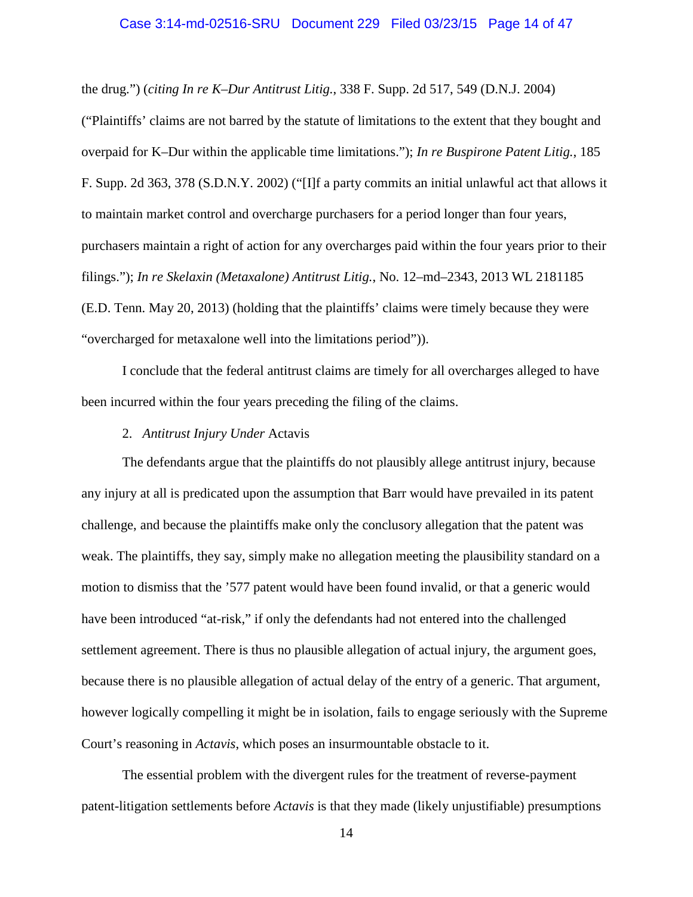the drug.") (*citing In re K–Dur Antitrust Litig.*, 338 F. Supp. 2d 517, 549 (D.N.J. 2004) ("Plaintiffs' claims are not barred by the statute of limitations to the extent that they bought and overpaid for K–Dur within the applicable time limitations."); *In re Buspirone Patent Litig.*, 185 F. Supp. 2d 363, 378 (S.D.N.Y. 2002) ("[I]f a party commits an initial unlawful act that allows it to maintain market control and overcharge purchasers for a period longer than four years, purchasers maintain a right of action for any overcharges paid within the four years prior to their filings."); *In re Skelaxin (Metaxalone) Antitrust Litig.*, No. 12–md–2343, 2013 WL 2181185 (E.D. Tenn. May 20, 2013) (holding that the plaintiffs' claims were timely because they were "overcharged for metaxalone well into the limitations period")).

I conclude that the federal antitrust claims are timely for all overcharges alleged to have been incurred within the four years preceding the filing of the claims.

2. *Antitrust Injury Under* Actavis

The defendants argue that the plaintiffs do not plausibly allege antitrust injury, because any injury at all is predicated upon the assumption that Barr would have prevailed in its patent challenge, and because the plaintiffs make only the conclusory allegation that the patent was weak. The plaintiffs, they say, simply make no allegation meeting the plausibility standard on a motion to dismiss that the '577 patent would have been found invalid, or that a generic would have been introduced "at-risk," if only the defendants had not entered into the challenged settlement agreement. There is thus no plausible allegation of actual injury, the argument goes, because there is no plausible allegation of actual delay of the entry of a generic. That argument, however logically compelling it might be in isolation, fails to engage seriously with the Supreme Court's reasoning in *Actavis*, which poses an insurmountable obstacle to it.

The essential problem with the divergent rules for the treatment of reverse-payment patent-litigation settlements before *Actavis* is that they made (likely unjustifiable) presumptions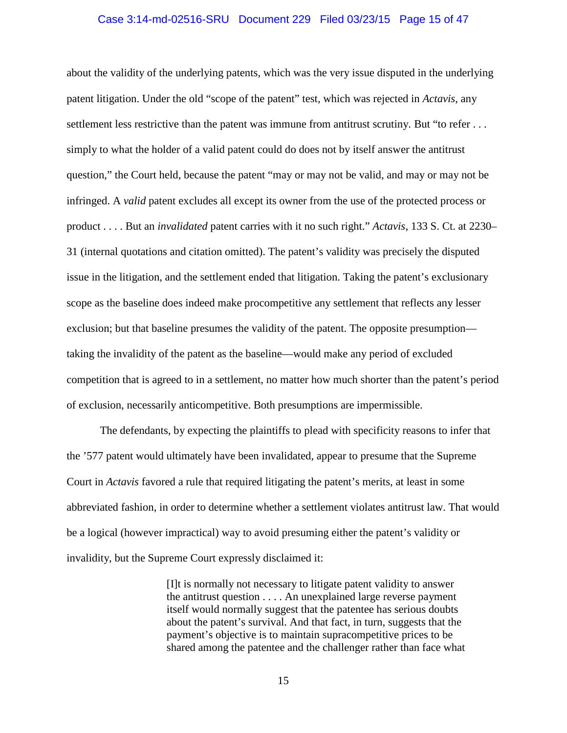about the validity of the underlying patents, which was the very issue disputed in the underlying patent litigation. Under the old "scope of the patent" test, which was rejected in *Actavis*, any settlement less restrictive than the patent was immune from antitrust scrutiny. But "to refer . . . simply to what the holder of a valid patent could do does not by itself answer the antitrust question," the Court held, because the patent "may or may not be valid, and may or may not be infringed. A *valid* patent excludes all except its owner from the use of the protected process or product . . . . But an *invalidated* patent carries with it no such right." *Actavis*, 133 S. Ct. at 2230–31 (internal quotations and citation omitted). The patent's validity was precisely the disputed issue in the litigation, and the settlement ended that litigation. Taking the patent's exclusionary scope as the baseline does indeed make procompetitive any settlement that reflects any lesser exclusion; but that baseline presumes the validity of the patent. The opposite presumption—taking the invalidity of the patent as the baseline—would make any period of excluded competition that is agreed to in a settlement, no matter how much shorter than the patent's period of exclusion, necessarily anticompetitive. Both presumptions are impermissible.

The defendants, by expecting the plaintiffs to plead with specificity reasons to infer that the '577 patent would ultimately have been invalidated, appear to presume that the Supreme Court in *Actavis* favored a rule that required litigating the patent's merits, at least in some abbreviated fashion, in order to determine whether a settlement violates antitrust law. That would be a logical (however impractical) way to avoid presuming either the patent's validity or invalidity, but the Supreme Court expressly disclaimed it:

> [I]t is normally not necessary to litigate patent validity to answer the antitrust question . . . . An unexplained large reverse payment itself would normally suggest that the patentee has serious doubts about the patent's survival. And that fact, in turn, suggests that the payment's objective is to maintain supracompetitive prices to be shared among the patentee and the challenger rather than face what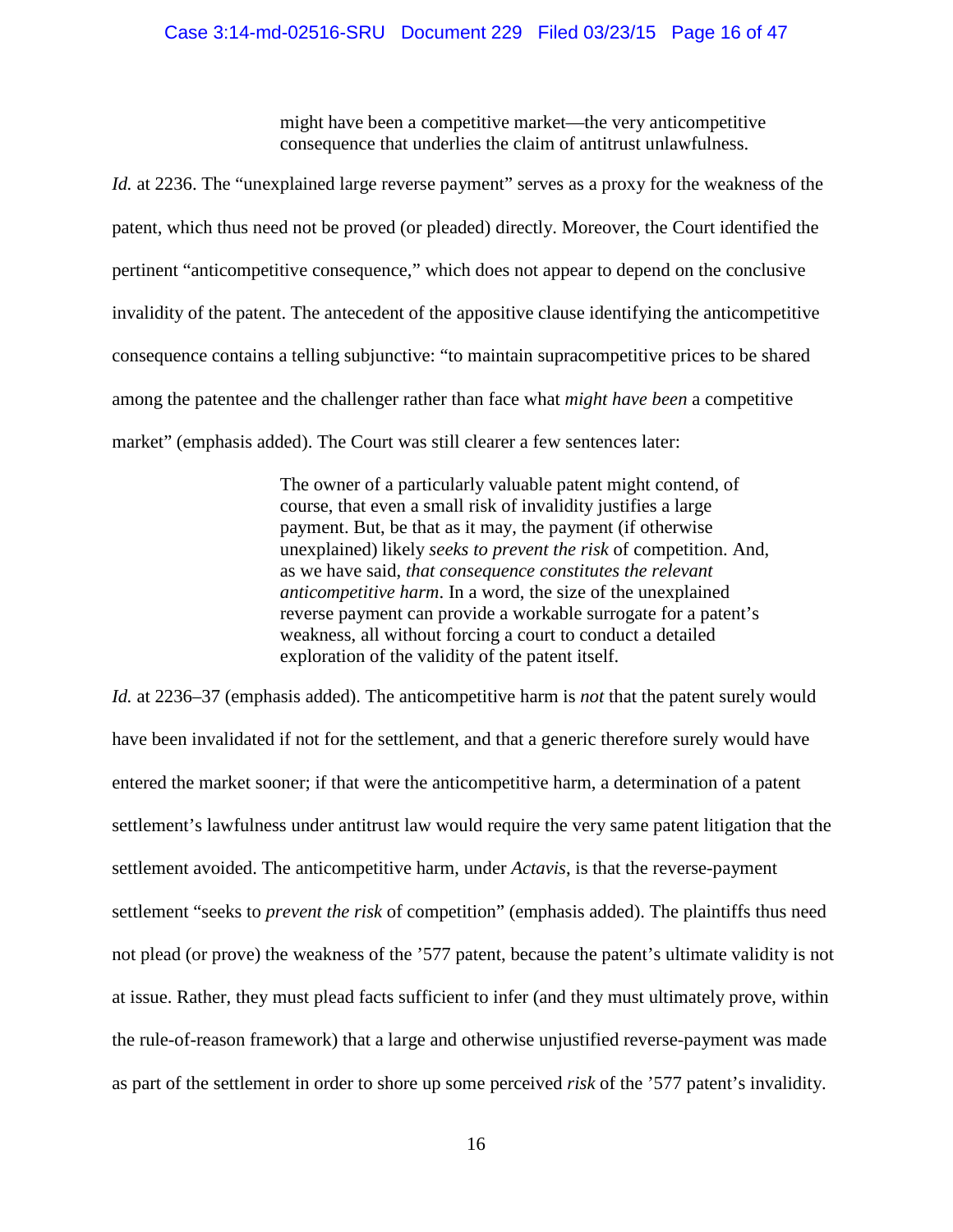> might have been a competitive market—the very anticompetitive consequence that underlies the claim of antitrust unlawfulness.

*Id.* at 2236. The "unexplained large reverse payment" serves as a proxy for the weakness of the patent, which thus need not be proved (or pleaded) directly. Moreover, the Court identified the pertinent "anticompetitive consequence," which does not appear to depend on the conclusive invalidity of the patent. The antecedent of the appositive clause identifying the anticompetitive consequence contains a telling subjunctive: "to maintain supracompetitive prices to be shared among the patentee and the challenger rather than face what *might have been* a competitive market" (emphasis added). The Court was still clearer a few sentences later:

> The owner of a particularly valuable patent might contend, of course, that even a small risk of invalidity justifies a large payment. But, be that as it may, the payment (if otherwise unexplained) likely *seeks to prevent the risk* of competition. And, as we have said, *that consequence constitutes the relevant anticompetitive harm*. In a word, the size of the unexplained reverse payment can provide a workable surrogate for a patent's weakness, all without forcing a court to conduct a detailed exploration of the validity of the patent itself.

*Id.* at 2236–37 (emphasis added). The anticompetitive harm is *not* that the patent surely would have been invalidated if not for the settlement, and that a generic therefore surely would have entered the market sooner; if that were the anticompetitive harm, a determination of a patent settlement's lawfulness under antitrust law would require the very same patent litigation that the settlement avoided. The anticompetitive harm, under *Actavis*, is that the reverse-payment settlement "seeks to *prevent the risk* of competition" (emphasis added). The plaintiffs thus need not plead (or prove) the weakness of the '577 patent, because the patent's ultimate validity is not at issue. Rather, they must plead facts sufficient to infer (and they must ultimately prove, within the rule-of-reason framework) that a large and otherwise unjustified reverse-payment was made as part of the settlement in order to shore up some perceived *risk* of the '577 patent's invalidity.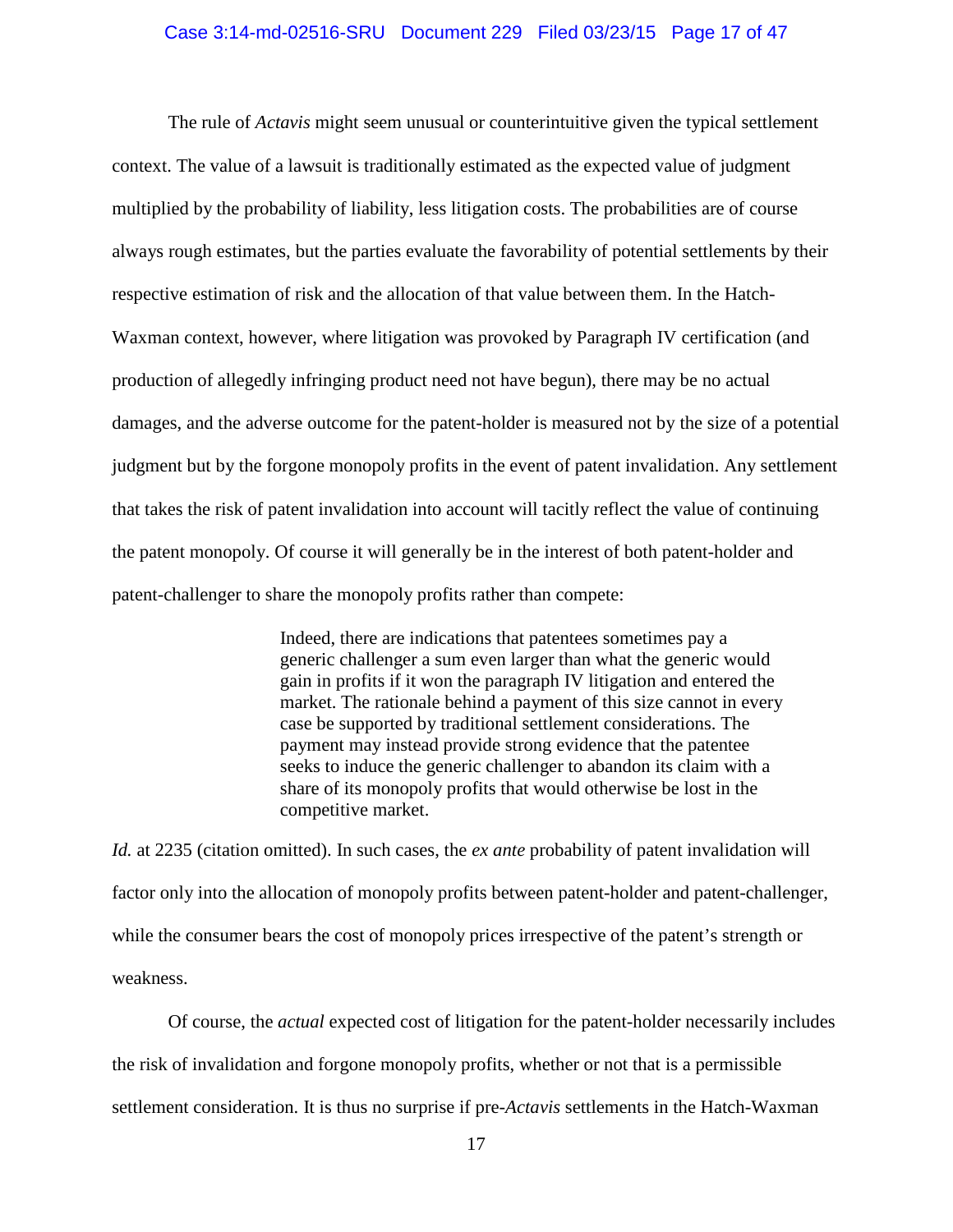The rule of *Actavis* might seem unusual or counterintuitive given the typical settlement context. The value of a lawsuit is traditionally estimated as the expected value of judgment multiplied by the probability of liability, less litigation costs. The probabilities are of course always rough estimates, but the parties evaluate the favorability of potential settlements by their respective estimation of risk and the allocation of that value between them. In the Hatch-Waxman context, however, where litigation was provoked by Paragraph IV certification (and production of allegedly infringing product need not have begun), there may be no actual damages, and the adverse outcome for the patent-holder is measured not by the size of a potential judgment but by the forgone monopoly profits in the event of patent invalidation. Any settlement that takes the risk of patent invalidation into account will tacitly reflect the value of continuing the patent monopoly. Of course it will generally be in the interest of both patent-holder and patent-challenger to share the monopoly profits rather than compete:

> Indeed, there are indications that patentees sometimes pay a generic challenger a sum even larger than what the generic would gain in profits if it won the paragraph IV litigation and entered the market. The rationale behind a payment of this size cannot in every case be supported by traditional settlement considerations. The payment may instead provide strong evidence that the patentee seeks to induce the generic challenger to abandon its claim with a share of its monopoly profits that would otherwise be lost in the competitive market.

*Id.* at 2235 (citation omitted). In such cases, the *ex ante* probability of patent invalidation will factor only into the allocation of monopoly profits between patent-holder and patent-challenger, while the consumer bears the cost of monopoly prices irrespective of the patent's strength or weakness.

Of course, the *actual* expected cost of litigation for the patent-holder necessarily includes the risk of invalidation and forgone monopoly profits, whether or not that is a permissible settlement consideration. It is thus no surprise if pre-*Actavis* settlements in the Hatch-Waxman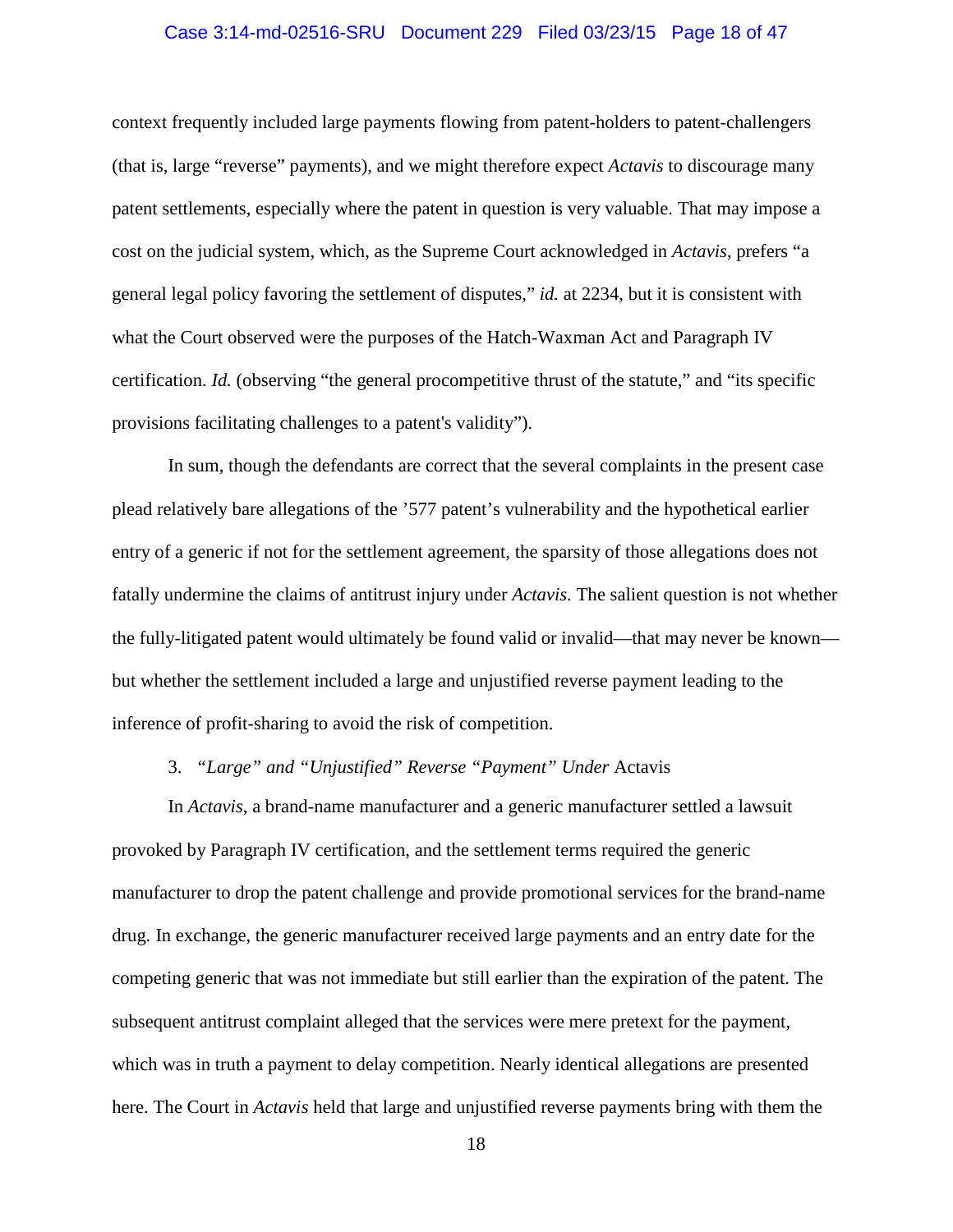context frequently included large payments flowing from patent-holders to patent-challengers (that is, large "reverse" payments), and we might therefore expect *Actavis* to discourage many patent settlements, especially where the patent in question is very valuable. That may impose a cost on the judicial system, which, as the Supreme Court acknowledged in *Actavis*, prefers "a general legal policy favoring the settlement of disputes," *id.* at 2234, but it is consistent with what the Court observed were the purposes of the Hatch-Waxman Act and Paragraph IV certification. *Id.* (observing "the general procompetitive thrust of the statute," and "its specific provisions facilitating challenges to a patent's validity").

In sum, though the defendants are correct that the several complaints in the present case plead relatively bare allegations of the '577 patent's vulnerability and the hypothetical earlier entry of a generic if not for the settlement agreement, the sparsity of those allegations does not fatally undermine the claims of antitrust injury under *Actavis*. The salient question is not whether the fully-litigated patent would ultimately be found valid or invalid—that may never be known—but whether the settlement included a large and unjustified reverse payment leading to the inference of profit-sharing to avoid the risk of competition.

3. *"Large" and "Unjustified" Reverse "Payment" Under* Actavis

In *Actavis*, a brand-name manufacturer and a generic manufacturer settled a lawsuit provoked by Paragraph IV certification, and the settlement terms required the generic manufacturer to drop the patent challenge and provide promotional services for the brand-name drug. In exchange, the generic manufacturer received large payments and an entry date for the competing generic that was not immediate but still earlier than the expiration of the patent. The subsequent antitrust complaint alleged that the services were mere pretext for the payment, which was in truth a payment to delay competition. Nearly identical allegations are presented here. The Court in *Actavis* held that large and unjustified reverse payments bring with them the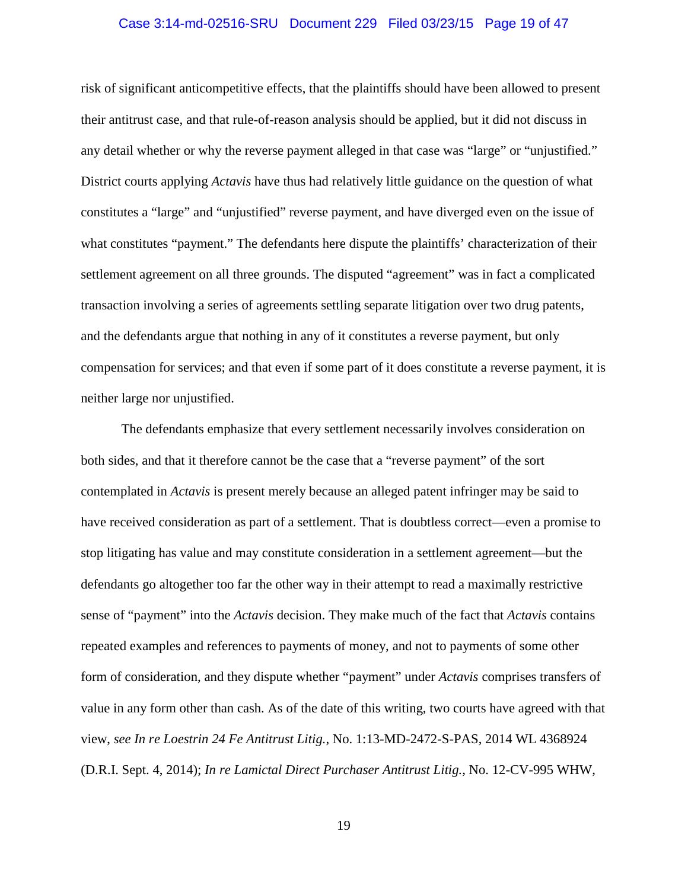risk of significant anticompetitive effects, that the plaintiffs should have been allowed to present their antitrust case, and that rule-of-reason analysis should be applied, but it did not discuss in any detail whether or why the reverse payment alleged in that case was "large" or "unjustified." District courts applying *Actavis* have thus had relatively little guidance on the question of what constitutes a "large" and "unjustified" reverse payment, and have diverged even on the issue of what constitutes "payment." The defendants here dispute the plaintiffs' characterization of their settlement agreement on all three grounds. The disputed "agreement" was in fact a complicated transaction involving a series of agreements settling separate litigation over two drug patents, and the defendants argue that nothing in any of it constitutes a reverse payment, but only compensation for services; and that even if some part of it does constitute a reverse payment, it is neither large nor unjustified.

The defendants emphasize that every settlement necessarily involves consideration on both sides, and that it therefore cannot be the case that a "reverse payment" of the sort contemplated in *Actavis* is present merely because an alleged patent infringer may be said to have received consideration as part of a settlement. That is doubtless correct—even a promise to stop litigating has value and may constitute consideration in a settlement agreement—but the defendants go altogether too far the other way in their attempt to read a maximally restrictive sense of "payment" into the *Actavis* decision. They make much of the fact that *Actavis* contains repeated examples and references to payments of money, and not to payments of some other form of consideration, and they dispute whether "payment" under *Actavis* comprises transfers of value in any form other than cash. As of the date of this writing, two courts have agreed with that view, *see In re Loestrin 24 Fe Antitrust Litig.*, No. 1:13-MD-2472-S-PAS, 2014 WL 4368924 (D.R.I. Sept. 4, 2014); *In re Lamictal Direct Purchaser Antitrust Litig.*, No. 12-CV-995 WHW,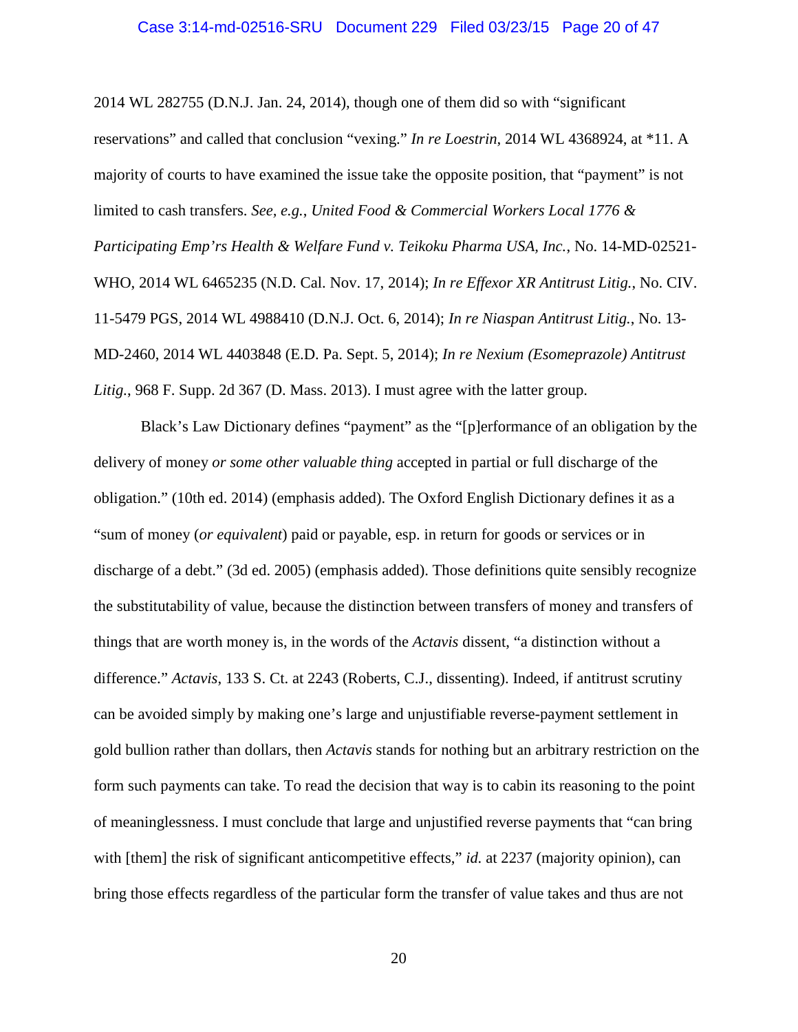2014 WL 282755 (D.N.J. Jan. 24, 2014), though one of them did so with "significant reservations" and called that conclusion "vexing." *In re Loestrin*, 2014 WL 4368924, at *11. A majority of courts to have examined the issue take the opposite position, that "payment" is not limited to cash transfers. *See, e.g.*, *United Food & Commercial Workers Local 1776 & Participating Emp'rs Health & Welfare Fund v. Teikoku Pharma USA, Inc.*, No. 14-MD-02521-WHO, 2014 WL 6465235 (N.D. Cal. Nov. 17, 2014); *In re Effexor XR Antitrust Litig.*, No. CIV. 11-5479 PGS, 2014 WL 4988410 (D.N.J. Oct. 6, 2014); *In re Niaspan Antitrust Litig.*, No. 13-MD-2460, 2014 WL 4403848 (E.D. Pa. Sept. 5, 2014); *In re Nexium (Esomeprazole) Antitrust Litig.*, 968 F. Supp. 2d 367 (D. Mass. 2013). I must agree with the latter group.

Black's Law Dictionary defines "payment" as the "[p]erformance of an obligation by the delivery of money *or some other valuable thing* accepted in partial or full discharge of the obligation." (10th ed. 2014) (emphasis added). The Oxford English Dictionary defines it as a "sum of money (*or equivalent*) paid or payable, esp. in return for goods or services or in discharge of a debt." (3d ed. 2005) (emphasis added). Those definitions quite sensibly recognize the substitutability of value, because the distinction between transfers of money and transfers of things that are worth money is, in the words of the *Actavis* dissent, "a distinction without a difference." *Actavis*, 133 S. Ct. at 2243 (Roberts, C.J., dissenting). Indeed, if antitrust scrutiny can be avoided simply by making one's large and unjustifiable reverse-payment settlement in gold bullion rather than dollars, then *Actavis* stands for nothing but an arbitrary restriction on the form such payments can take. To read the decision that way is to cabin its reasoning to the point of meaninglessness. I must conclude that large and unjustified reverse payments that "can bring with [them] the risk of significant anticompetitive effects," *id.* at 2237 (majority opinion), can bring those effects regardless of the particular form the transfer of value takes and thus are not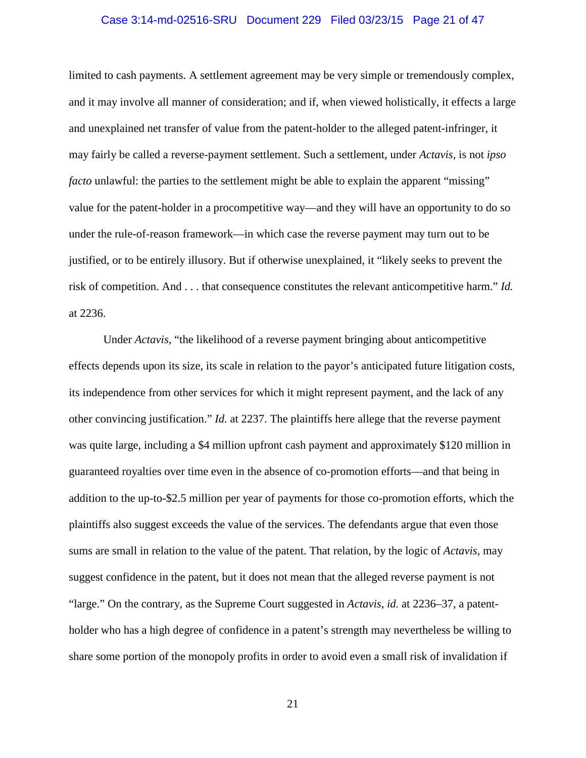limited to cash payments. A settlement agreement may be very simple or tremendously complex, and it may involve all manner of consideration; and if, when viewed holistically, it effects a large and unexplained net transfer of value from the patent-holder to the alleged patent-infringer, it may fairly be called a reverse-payment settlement. Such a settlement, under *Actavis*, is not *ipso facto* unlawful: the parties to the settlement might be able to explain the apparent "missing" value for the patent-holder in a procompetitive way—and they will have an opportunity to do so under the rule-of-reason framework—in which case the reverse payment may turn out to be justified, or to be entirely illusory. But if otherwise unexplained, it "likely seeks to prevent the risk of competition. And . . . that consequence constitutes the relevant anticompetitive harm." *Id.* at 2236.

Under *Actavis*, "the likelihood of a reverse payment bringing about anticompetitive effects depends upon its size, its scale in relation to the payor's anticipated future litigation costs, its independence from other services for which it might represent payment, and the lack of any other convincing justification." *Id.* at 2237. The plaintiffs here allege that the reverse payment was quite large, including a $4 million upfront cash payment and approximately $120 million in guaranteed royalties over time even in the absence of co-promotion efforts—and that being in addition to the up-to-$2.5 million per year of payments for those co-promotion efforts, which the plaintiffs also suggest exceeds the value of the services. The defendants argue that even those sums are small in relation to the value of the patent. That relation, by the logic of *Actavis*, may suggest confidence in the patent, but it does not mean that the alleged reverse payment is not "large." On the contrary, as the Supreme Court suggested in *Actavis*, *id.* at 2236–37, a patent-holder who has a high degree of confidence in a patent's strength may nevertheless be willing to share some portion of the monopoly profits in order to avoid even a small risk of invalidation if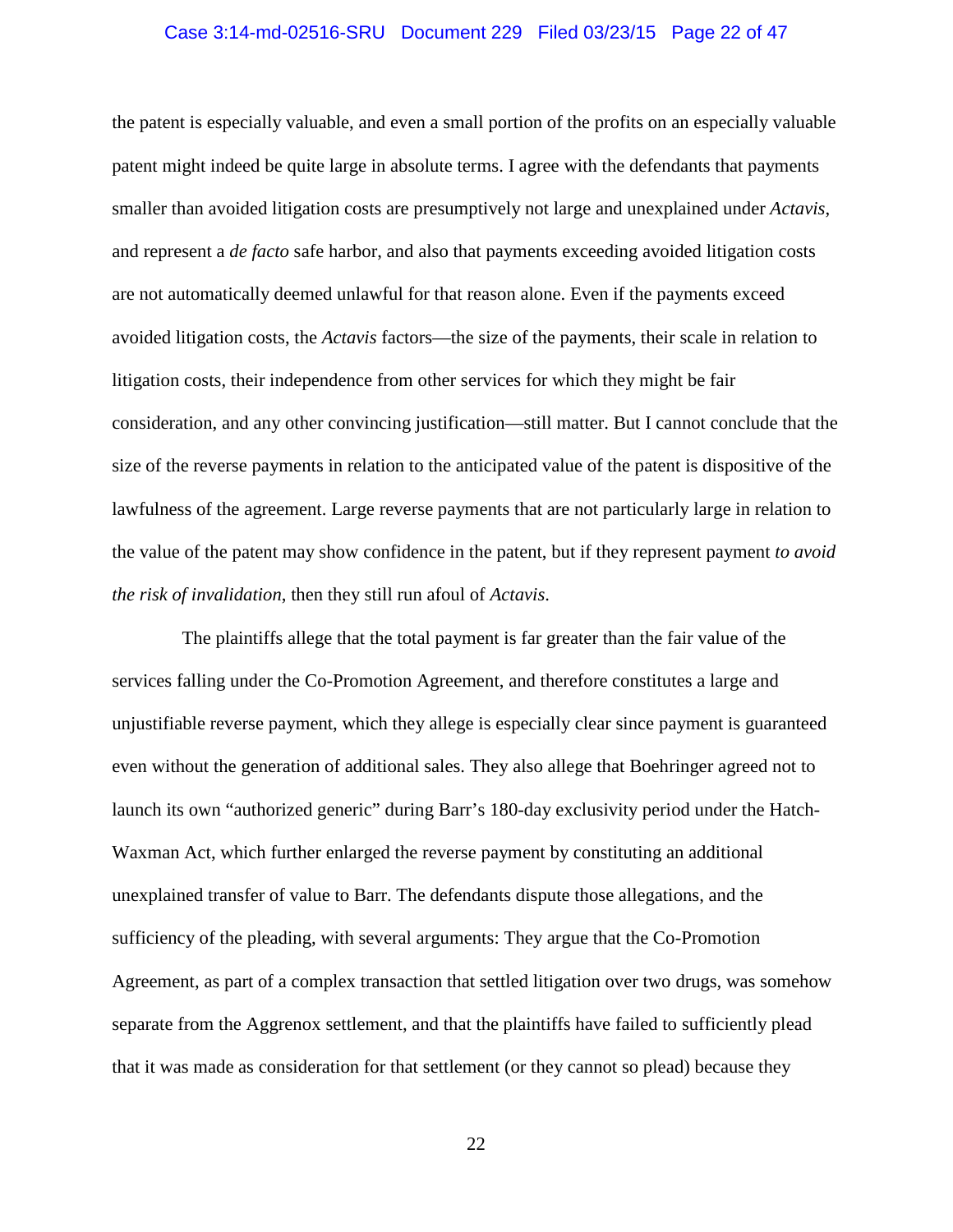the patent is especially valuable, and even a small portion of the profits on an especially valuable patent might indeed be quite large in absolute terms. I agree with the defendants that payments smaller than avoided litigation costs are presumptively not large and unexplained under *Actavis*, and represent a *de facto* safe harbor, and also that payments exceeding avoided litigation costs are not automatically deemed unlawful for that reason alone. Even if the payments exceed avoided litigation costs, the *Actavis* factors—the size of the payments, their scale in relation to litigation costs, their independence from other services for which they might be fair consideration, and any other convincing justification—still matter. But I cannot conclude that the size of the reverse payments in relation to the anticipated value of the patent is dispositive of the lawfulness of the agreement. Large reverse payments that are not particularly large in relation to the value of the patent may show confidence in the patent, but if they represent payment *to avoid the risk of invalidation*, then they still run afoul of *Actavis*.

The plaintiffs allege that the total payment is far greater than the fair value of the services falling under the Co-Promotion Agreement, and therefore constitutes a large and unjustifiable reverse payment, which they allege is especially clear since payment is guaranteed even without the generation of additional sales. They also allege that Boehringer agreed not to launch its own "authorized generic" during Barr's 180-day exclusivity period under the Hatch-Waxman Act, which further enlarged the reverse payment by constituting an additional unexplained transfer of value to Barr. The defendants dispute those allegations, and the sufficiency of the pleading, with several arguments: They argue that the Co-Promotion Agreement, as part of a complex transaction that settled litigation over two drugs, was somehow separate from the Aggrenox settlement, and that the plaintiffs have failed to sufficiently plead that it was made as consideration for that settlement (or they cannot so plead) because they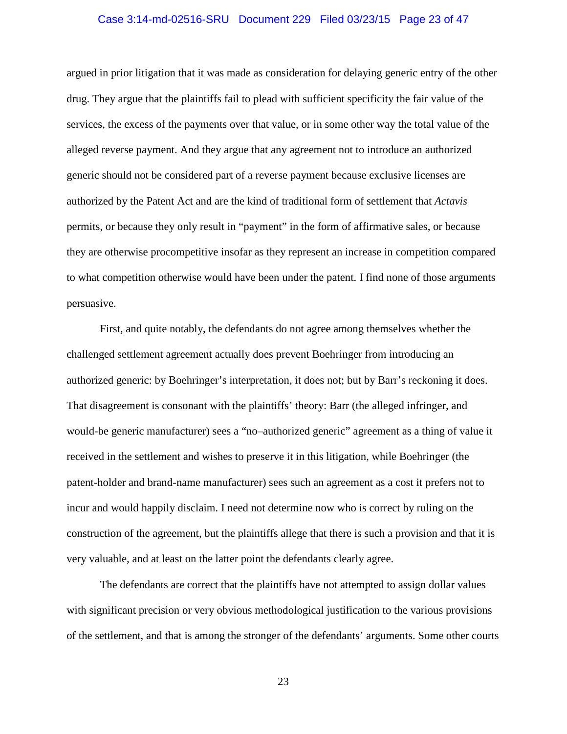argued in prior litigation that it was made as consideration for delaying generic entry of the other drug. They argue that the plaintiffs fail to plead with sufficient specificity the fair value of the services, the excess of the payments over that value, or in some other way the total value of the alleged reverse payment. And they argue that any agreement not to introduce an authorized generic should not be considered part of a reverse payment because exclusive licenses are authorized by the Patent Act and are the kind of traditional form of settlement that *Actavis* permits, or because they only result in "payment" in the form of affirmative sales, or because they are otherwise procompetitive insofar as they represent an increase in competition compared to what competition otherwise would have been under the patent. I find none of those arguments persuasive.

First, and quite notably, the defendants do not agree among themselves whether the challenged settlement agreement actually does prevent Boehringer from introducing an authorized generic: by Boehringer's interpretation, it does not; but by Barr's reckoning it does. That disagreement is consonant with the plaintiffs' theory: Barr (the alleged infringer, and would-be generic manufacturer) sees a "no–authorized generic" agreement as a thing of value it received in the settlement and wishes to preserve it in this litigation, while Boehringer (the patent-holder and brand-name manufacturer) sees such an agreement as a cost it prefers not to incur and would happily disclaim. I need not determine now who is correct by ruling on the construction of the agreement, but the plaintiffs allege that there is such a provision and that it is very valuable, and at least on the latter point the defendants clearly agree.

The defendants are correct that the plaintiffs have not attempted to assign dollar values with significant precision or very obvious methodological justification to the various provisions of the settlement, and that is among the stronger of the defendants' arguments. Some other courts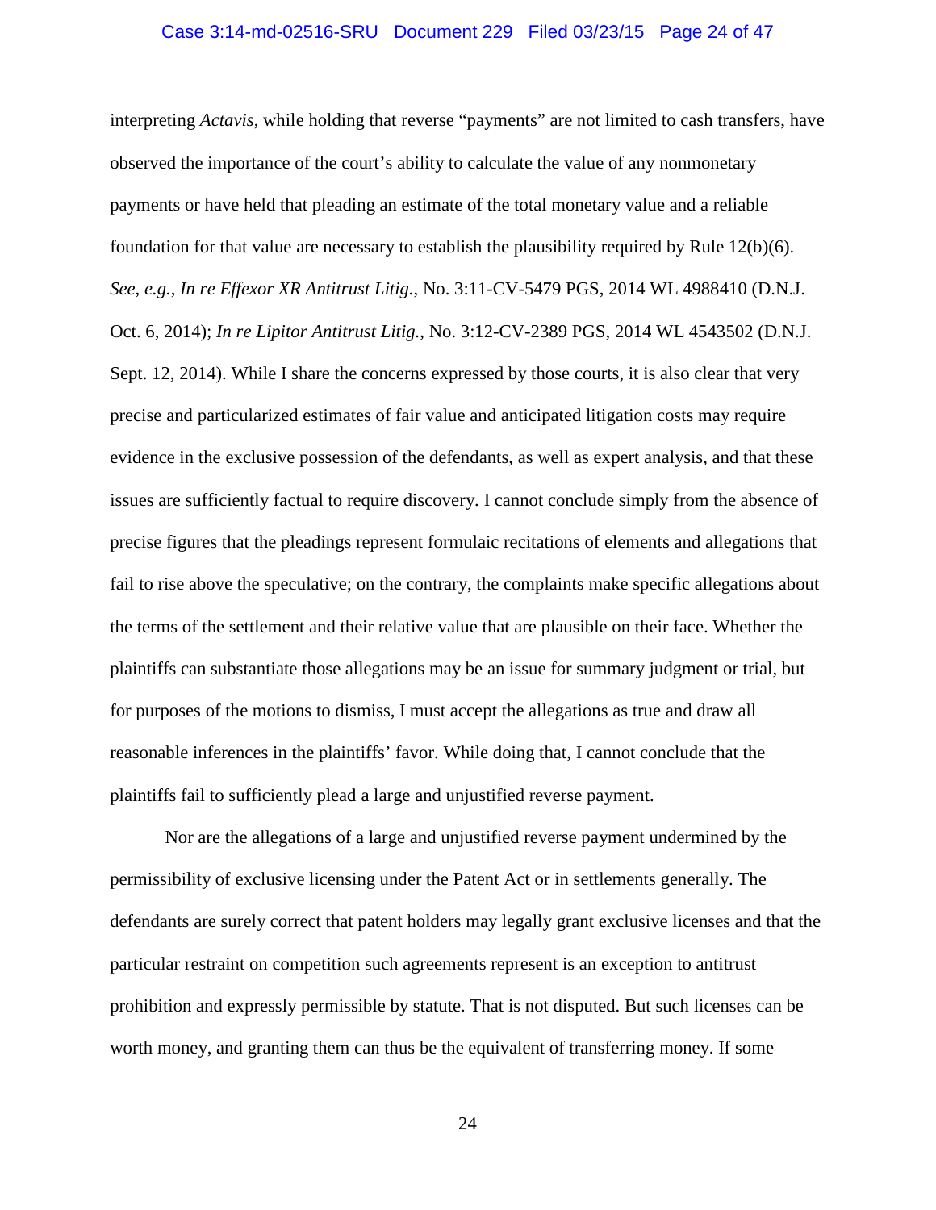interpreting *Actavis*, while holding that reverse "payments" are not limited to cash transfers, have observed the importance of the court's ability to calculate the value of any nonmonetary payments or have held that pleading an estimate of the total monetary value and a reliable foundation for that value are necessary to establish the plausibility required by Rule 12(b)(6). *See, e.g.*, *In re Effexor XR Antitrust Litig.*, No. 3:11-CV-5479 PGS, 2014 WL 4988410 (D.N.J. Oct. 6, 2014); *In re Lipitor Antitrust Litig.*, No. 3:12-CV-2389 PGS, 2014 WL 4543502 (D.N.J. Sept. 12, 2014). While I share the concerns expressed by those courts, it is also clear that very precise and particularized estimates of fair value and anticipated litigation costs may require evidence in the exclusive possession of the defendants, as well as expert analysis, and that these issues are sufficiently factual to require discovery. I cannot conclude simply from the absence of precise figures that the pleadings represent formulaic recitations of elements and allegations that fail to rise above the speculative; on the contrary, the complaints make specific allegations about the terms of the settlement and their relative value that are plausible on their face. Whether the plaintiffs can substantiate those allegations may be an issue for summary judgment or trial, but for purposes of the motions to dismiss, I must accept the allegations as true and draw all reasonable inferences in the plaintiffs' favor. While doing that, I cannot conclude that the plaintiffs fail to sufficiently plead a large and unjustified reverse payment.

Nor are the allegations of a large and unjustified reverse payment undermined by the permissibility of exclusive licensing under the Patent Act or in settlements generally. The defendants are surely correct that patent holders may legally grant exclusive licenses and that the particular restraint on competition such agreements represent is an exception to antitrust prohibition and expressly permissible by statute. That is not disputed. But such licenses can be worth money, and granting them can thus be the equivalent of transferring money. If some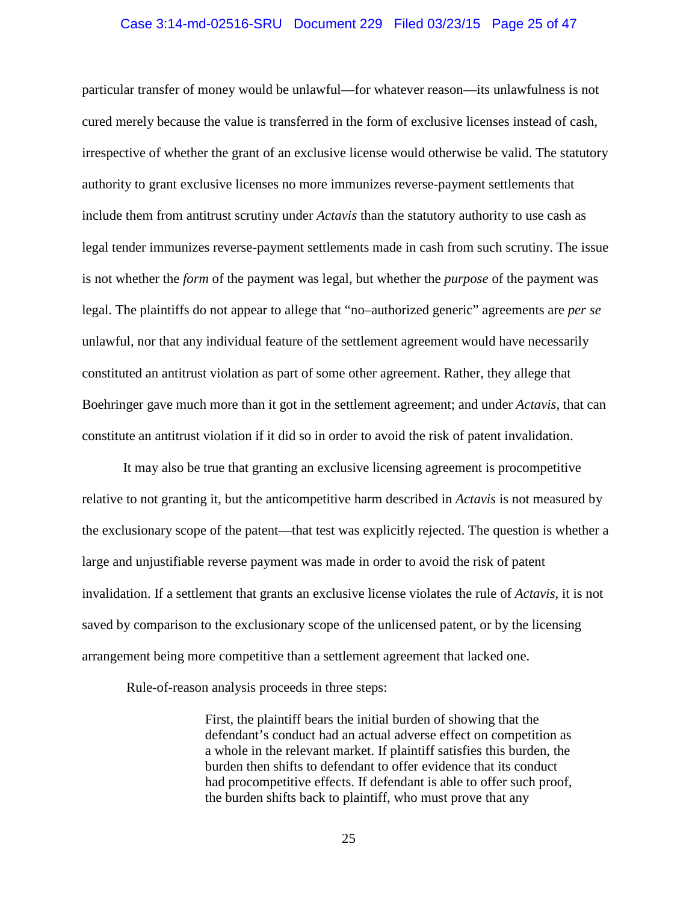particular transfer of money would be unlawful—for whatever reason—its unlawfulness is not cured merely because the value is transferred in the form of exclusive licenses instead of cash, irrespective of whether the grant of an exclusive license would otherwise be valid. The statutory authority to grant exclusive licenses no more immunizes reverse-payment settlements that include them from antitrust scrutiny under *Actavis* than the statutory authority to use cash as legal tender immunizes reverse-payment settlements made in cash from such scrutiny. The issue is not whether the *form* of the payment was legal, but whether the *purpose* of the payment was legal. The plaintiffs do not appear to allege that "no–authorized generic" agreements are *per se* unlawful, nor that any individual feature of the settlement agreement would have necessarily constituted an antitrust violation as part of some other agreement. Rather, they allege that Boehringer gave much more than it got in the settlement agreement; and under *Actavis*, that can constitute an antitrust violation if it did so in order to avoid the risk of patent invalidation.

It may also be true that granting an exclusive licensing agreement is procompetitive relative to not granting it, but the anticompetitive harm described in *Actavis* is not measured by the exclusionary scope of the patent—that test was explicitly rejected. The question is whether a large and unjustifiable reverse payment was made in order to avoid the risk of patent invalidation. If a settlement that grants an exclusive license violates the rule of *Actavis*, it is not saved by comparison to the exclusionary scope of the unlicensed patent, or by the licensing arrangement being more competitive than a settlement agreement that lacked one.

Rule-of-reason analysis proceeds in three steps:

> First, the plaintiff bears the initial burden of showing that the defendant's conduct had an actual adverse effect on competition as a whole in the relevant market. If plaintiff satisfies this burden, the burden then shifts to defendant to offer evidence that its conduct had procompetitive effects. If defendant is able to offer such proof, the burden shifts back to plaintiff, who must prove that any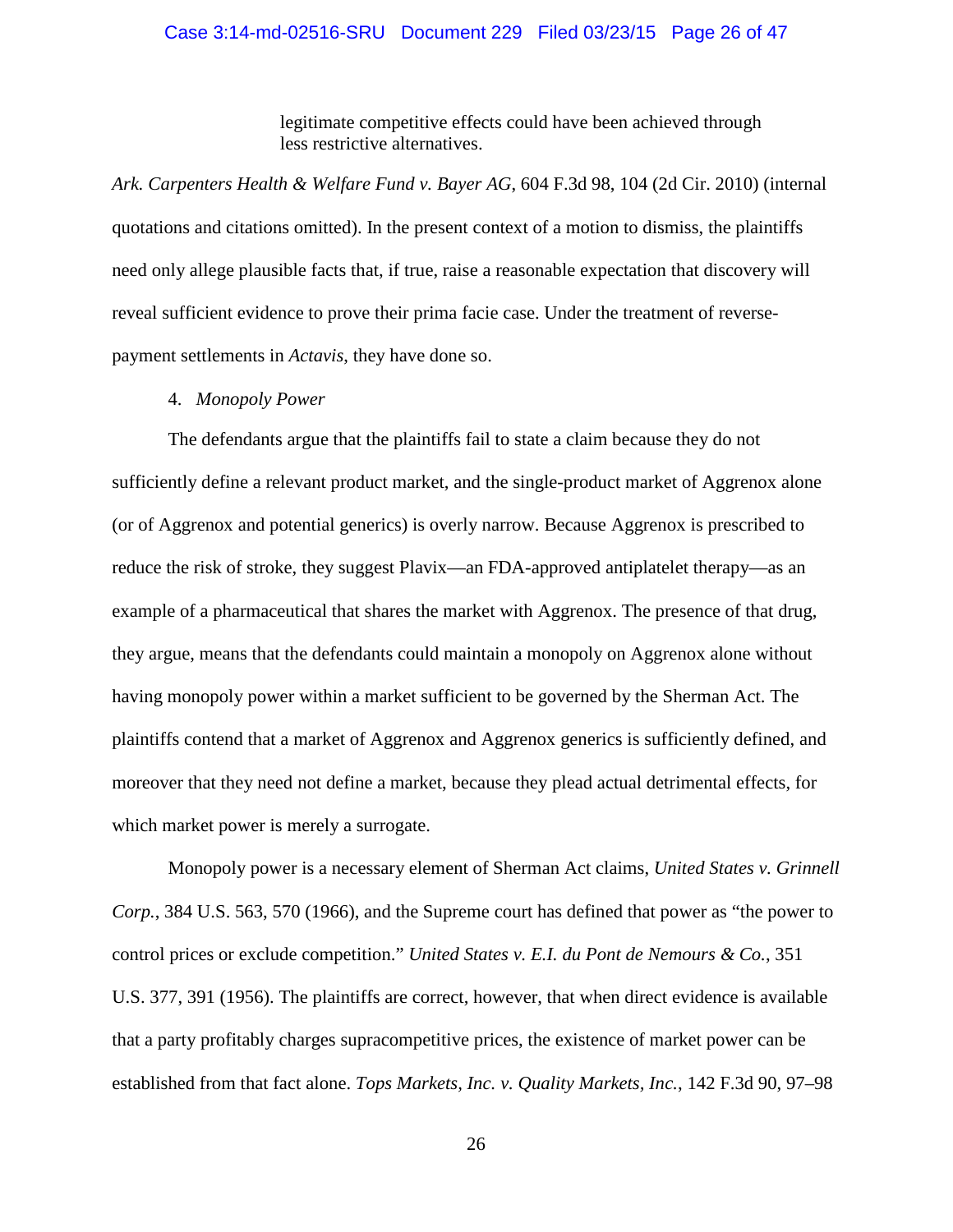> legitimate competitive effects could have been achieved through less restrictive alternatives.

*Ark. Carpenters Health & Welfare Fund v. Bayer AG*, 604 F.3d 98, 104 (2d Cir. 2010) (internal quotations and citations omitted). In the present context of a motion to dismiss, the plaintiffs need only allege plausible facts that, if true, raise a reasonable expectation that discovery will reveal sufficient evidence to prove their prima facie case. Under the treatment of reverse-payment settlements in *Actavis*, they have done so.

4. *Monopoly Power*

The defendants argue that the plaintiffs fail to state a claim because they do not sufficiently define a relevant product market, and the single-product market of Aggrenox alone (or of Aggrenox and potential generics) is overly narrow. Because Aggrenox is prescribed to reduce the risk of stroke, they suggest Plavix—an FDA-approved antiplatelet therapy—as an example of a pharmaceutical that shares the market with Aggrenox. The presence of that drug, they argue, means that the defendants could maintain a monopoly on Aggrenox alone without having monopoly power within a market sufficient to be governed by the Sherman Act. The plaintiffs contend that a market of Aggrenox and Aggrenox generics is sufficiently defined, and moreover that they need not define a market, because they plead actual detrimental effects, for which market power is merely a surrogate.

Monopoly power is a necessary element of Sherman Act claims, *United States v. Grinnell Corp.*, 384 U.S. 563, 570 (1966), and the Supreme court has defined that power as "the power to control prices or exclude competition." *United States v. E.I. du Pont de Nemours & Co.*, 351 U.S. 377, 391 (1956). The plaintiffs are correct, however, that when direct evidence is available that a party profitably charges supracompetitive prices, the existence of market power can be established from that fact alone. *Tops Markets, Inc. v. Quality Markets, Inc.*, 142 F.3d 90, 97–98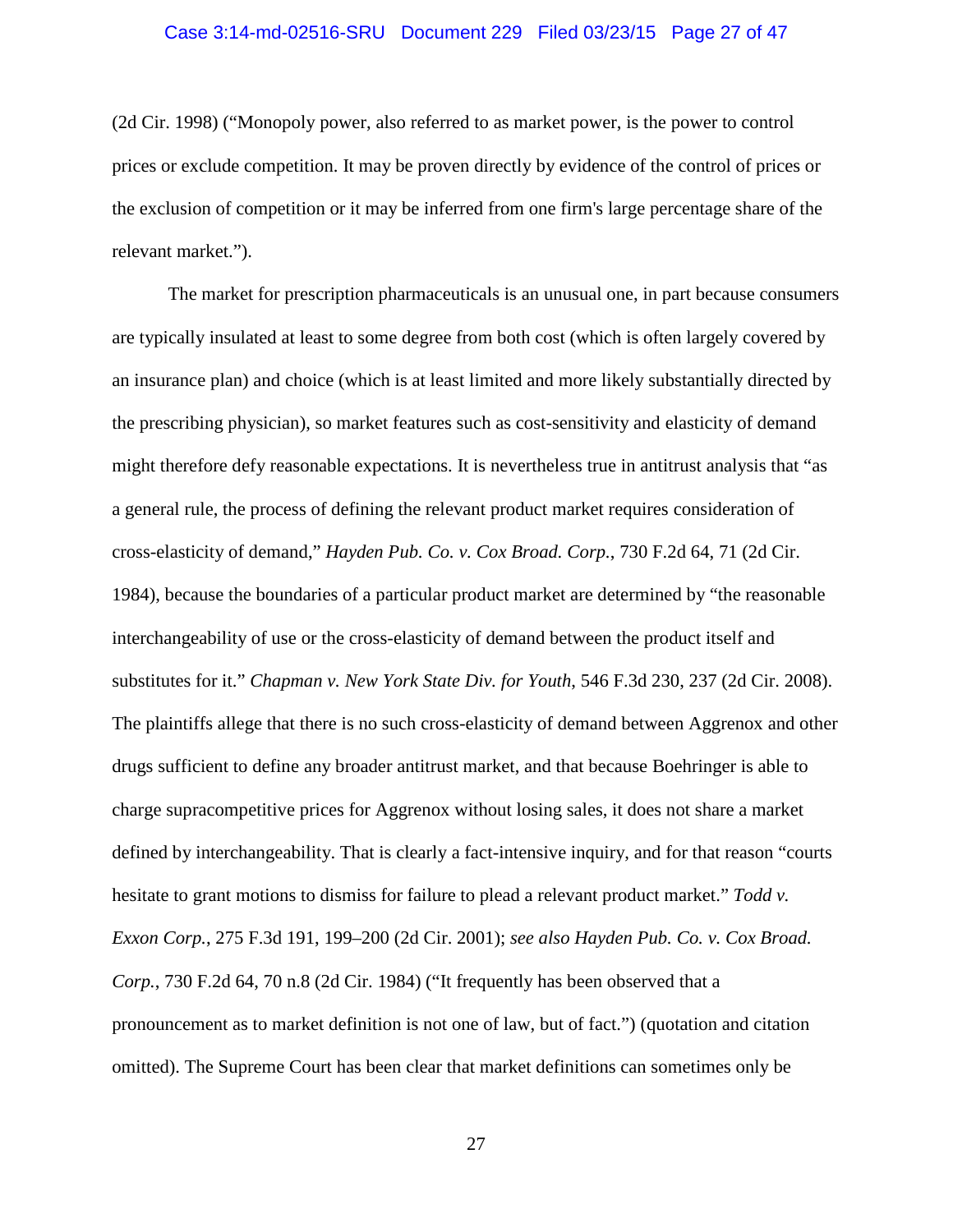(2d Cir. 1998) ("Monopoly power, also referred to as market power, is the power to control prices or exclude competition. It may be proven directly by evidence of the control of prices or the exclusion of competition or it may be inferred from one firm's large percentage share of the relevant market.").

The market for prescription pharmaceuticals is an unusual one, in part because consumers are typically insulated at least to some degree from both cost (which is often largely covered by an insurance plan) and choice (which is at least limited and more likely substantially directed by the prescribing physician), so market features such as cost-sensitivity and elasticity of demand might therefore defy reasonable expectations. It is nevertheless true in antitrust analysis that "as a general rule, the process of defining the relevant product market requires consideration of cross-elasticity of demand," *Hayden Pub. Co. v. Cox Broad. Corp.*, 730 F.2d 64, 71 (2d Cir. 1984), because the boundaries of a particular product market are determined by "the reasonable interchangeability of use or the cross-elasticity of demand between the product itself and substitutes for it." *Chapman v. New York State Div. for Youth*, 546 F.3d 230, 237 (2d Cir. 2008). The plaintiffs allege that there is no such cross-elasticity of demand between Aggrenox and other drugs sufficient to define any broader antitrust market, and that because Boehringer is able to charge supracompetitive prices for Aggrenox without losing sales, it does not share a market defined by interchangeability. That is clearly a fact-intensive inquiry, and for that reason "courts hesitate to grant motions to dismiss for failure to plead a relevant product market." *Todd v. Exxon Corp.*, 275 F.3d 191, 199–200 (2d Cir. 2001); *see also Hayden Pub. Co. v. Cox Broad. Corp.*, 730 F.2d 64, 70 n.8 (2d Cir. 1984) ("It frequently has been observed that a pronouncement as to market definition is not one of law, but of fact.") (quotation and citation omitted). The Supreme Court has been clear that market definitions can sometimes only be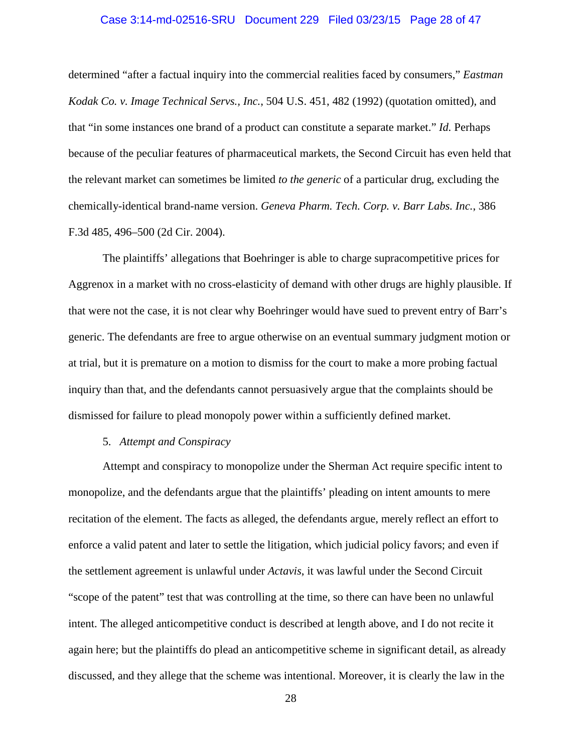determined "after a factual inquiry into the commercial realities faced by consumers," *Eastman Kodak Co. v. Image Technical Servs., Inc.*, 504 U.S. 451, 482 (1992) (quotation omitted), and that "in some instances one brand of a product can constitute a separate market." *Id.* Perhaps because of the peculiar features of pharmaceutical markets, the Second Circuit has even held that the relevant market can sometimes be limited *to the generic* of a particular drug, excluding the chemically-identical brand-name version. *Geneva Pharm. Tech. Corp. v. Barr Labs. Inc.*, 386 F.3d 485, 496–500 (2d Cir. 2004).

The plaintiffs' allegations that Boehringer is able to charge supracompetitive prices for Aggrenox in a market with no cross-elasticity of demand with other drugs are highly plausible. If that were not the case, it is not clear why Boehringer would have sued to prevent entry of Barr's generic. The defendants are free to argue otherwise on an eventual summary judgment motion or at trial, but it is premature on a motion to dismiss for the court to make a more probing factual inquiry than that, and the defendants cannot persuasively argue that the complaints should be dismissed for failure to plead monopoly power within a sufficiently defined market.

5. *Attempt and Conspiracy*

Attempt and conspiracy to monopolize under the Sherman Act require specific intent to monopolize, and the defendants argue that the plaintiffs' pleading on intent amounts to mere recitation of the element. The facts as alleged, the defendants argue, merely reflect an effort to enforce a valid patent and later to settle the litigation, which judicial policy favors; and even if the settlement agreement is unlawful under *Actavis*, it was lawful under the Second Circuit "scope of the patent" test that was controlling at the time, so there can have been no unlawful intent. The alleged anticompetitive conduct is described at length above, and I do not recite it again here; but the plaintiffs do plead an anticompetitive scheme in significant detail, as already discussed, and they allege that the scheme was intentional. Moreover, it is clearly the law in the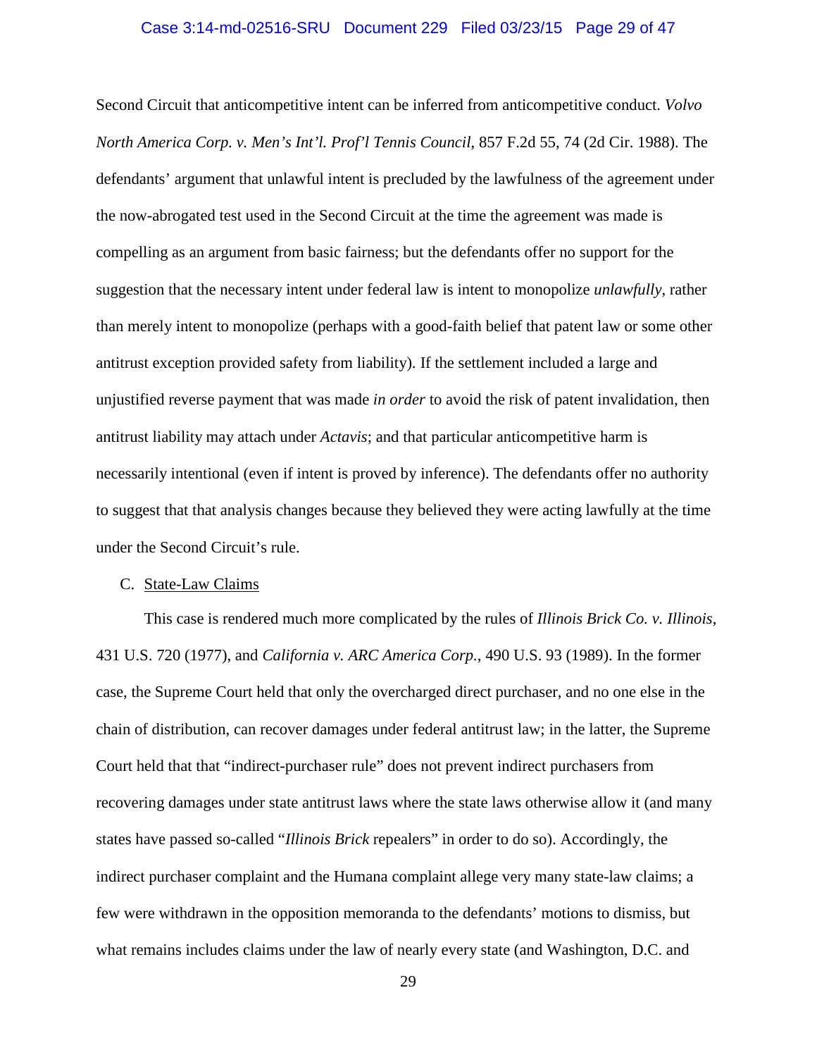Second Circuit that anticompetitive intent can be inferred from anticompetitive conduct. *Volvo North America Corp. v. Men's Int'l. Prof'l Tennis Council*, 857 F.2d 55, 74 (2d Cir. 1988). The defendants' argument that unlawful intent is precluded by the lawfulness of the agreement under the now-abrogated test used in the Second Circuit at the time the agreement was made is compelling as an argument from basic fairness; but the defendants offer no support for the suggestion that the necessary intent under federal law is intent to monopolize *unlawfully*, rather than merely intent to monopolize (perhaps with a good-faith belief that patent law or some other antitrust exception provided safety from liability). If the settlement included a large and unjustified reverse payment that was made *in order* to avoid the risk of patent invalidation, then antitrust liability may attach under *Actavis*; and that particular anticompetitive harm is necessarily intentional (even if intent is proved by inference). The defendants offer no authority to suggest that that analysis changes because they believed they were acting lawfully at the time under the Second Circuit's rule.

C. <u>State-Law Claims</u>

This case is rendered much more complicated by the rules of *Illinois Brick Co. v. Illinois*, 431 U.S. 720 (1977), and *California v. ARC America Corp.*, 490 U.S. 93 (1989). In the former case, the Supreme Court held that only the overcharged direct purchaser, and no one else in the chain of distribution, can recover damages under federal antitrust law; in the latter, the Supreme Court held that that "indirect-purchaser rule" does not prevent indirect purchasers from recovering damages under state antitrust laws where the state laws otherwise allow it (and many states have passed so-called "*Illinois Brick* repealers" in order to do so). Accordingly, the indirect purchaser complaint and the Humana complaint allege very many state-law claims; a few were withdrawn in the opposition memoranda to the defendants' motions to dismiss, but what remains includes claims under the law of nearly every state (and Washington, D.C. and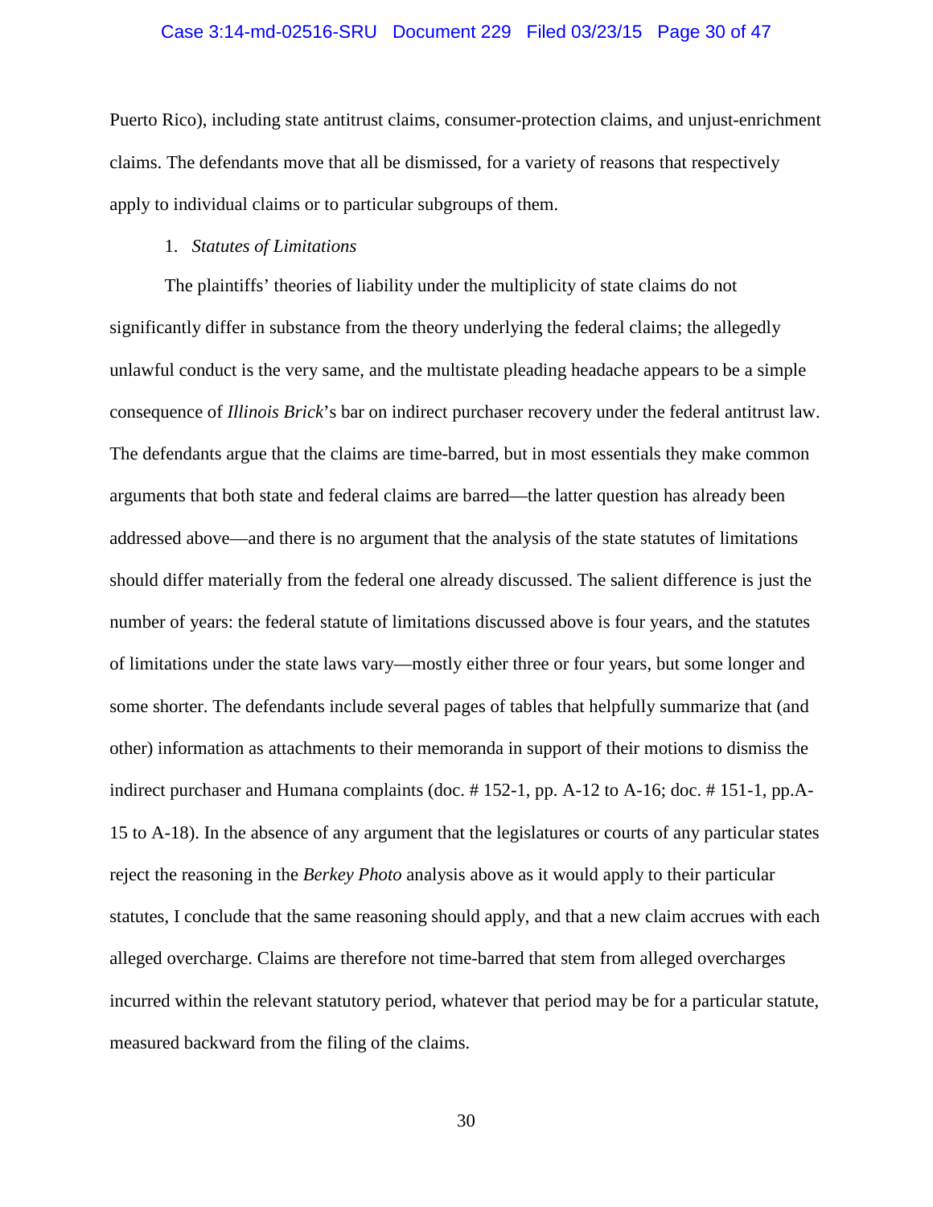Puerto Rico), including state antitrust claims, consumer-protection claims, and unjust-enrichment claims. The defendants move that all be dismissed, for a variety of reasons that respectively apply to individual claims or to particular subgroups of them.

1. *Statutes of Limitations*

The plaintiffs' theories of liability under the multiplicity of state claims do not significantly differ in substance from the theory underlying the federal claims; the allegedly unlawful conduct is the very same, and the multistate pleading headache appears to be a simple consequence of *Illinois Brick*'s bar on indirect purchaser recovery under the federal antitrust law. The defendants argue that the claims are time-barred, but in most essentials they make common arguments that both state and federal claims are barred—the latter question has already been addressed above—and there is no argument that the analysis of the state statutes of limitations should differ materially from the federal one already discussed. The salient difference is just the number of years: the federal statute of limitations discussed above is four years, and the statutes of limitations under the state laws vary—mostly either three or four years, but some longer and some shorter. The defendants include several pages of tables that helpfully summarize that (and other) information as attachments to their memoranda in support of their motions to dismiss the indirect purchaser and Humana complaints (doc. # 152-1, pp. A-12 to A-16; doc. # 151-1, pp.A-15 to A-18). In the absence of any argument that the legislatures or courts of any particular states reject the reasoning in the *Berkey Photo* analysis above as it would apply to their particular statutes, I conclude that the same reasoning should apply, and that a new claim accrues with each alleged overcharge. Claims are therefore not time-barred that stem from alleged overcharges incurred within the relevant statutory period, whatever that period may be for a particular statute, measured backward from the filing of the claims.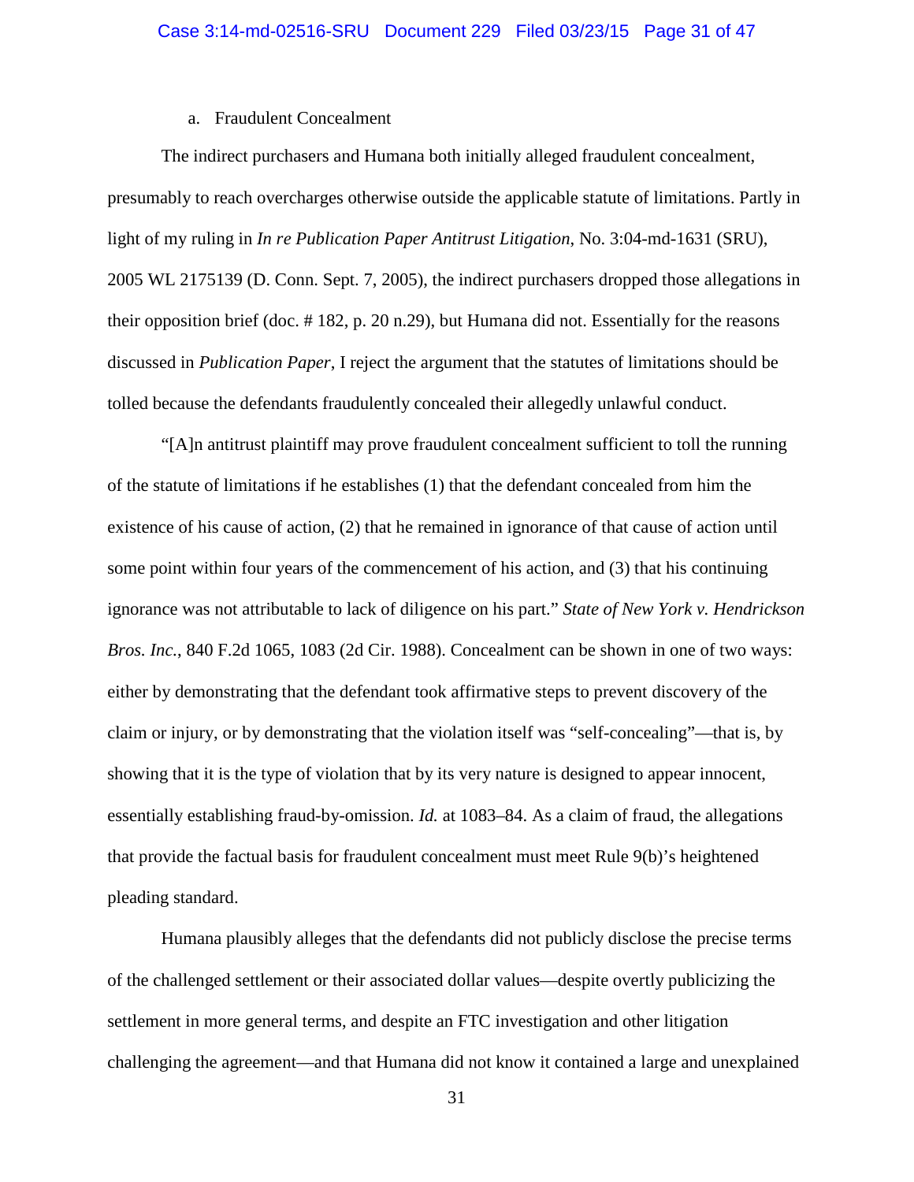a. Fraudulent Concealment

The indirect purchasers and Humana both initially alleged fraudulent concealment, presumably to reach overcharges otherwise outside the applicable statute of limitations. Partly in light of my ruling in *In re Publication Paper Antitrust Litigation*, No. 3:04-md-1631 (SRU), 2005 WL 2175139 (D. Conn. Sept. 7, 2005), the indirect purchasers dropped those allegations in their opposition brief (doc. # 182, p. 20 n.29), but Humana did not. Essentially for the reasons discussed in *Publication Paper*, I reject the argument that the statutes of limitations should be tolled because the defendants fraudulently concealed their allegedly unlawful conduct.

"[A]n antitrust plaintiff may prove fraudulent concealment sufficient to toll the running of the statute of limitations if he establishes (1) that the defendant concealed from him the existence of his cause of action, (2) that he remained in ignorance of that cause of action until some point within four years of the commencement of his action, and (3) that his continuing ignorance was not attributable to lack of diligence on his part." *State of New York v. Hendrickson Bros. Inc.*, 840 F.2d 1065, 1083 (2d Cir. 1988). Concealment can be shown in one of two ways: either by demonstrating that the defendant took affirmative steps to prevent discovery of the claim or injury, or by demonstrating that the violation itself was "self-concealing"—that is, by showing that it is the type of violation that by its very nature is designed to appear innocent, essentially establishing fraud-by-omission. *Id.* at 1083–84. As a claim of fraud, the allegations that provide the factual basis for fraudulent concealment must meet Rule 9(b)'s heightened pleading standard.

Humana plausibly alleges that the defendants did not publicly disclose the precise terms of the challenged settlement or their associated dollar values—despite overtly publicizing the settlement in more general terms, and despite an FTC investigation and other litigation challenging the agreement—and that Humana did not know it contained a large and unexplained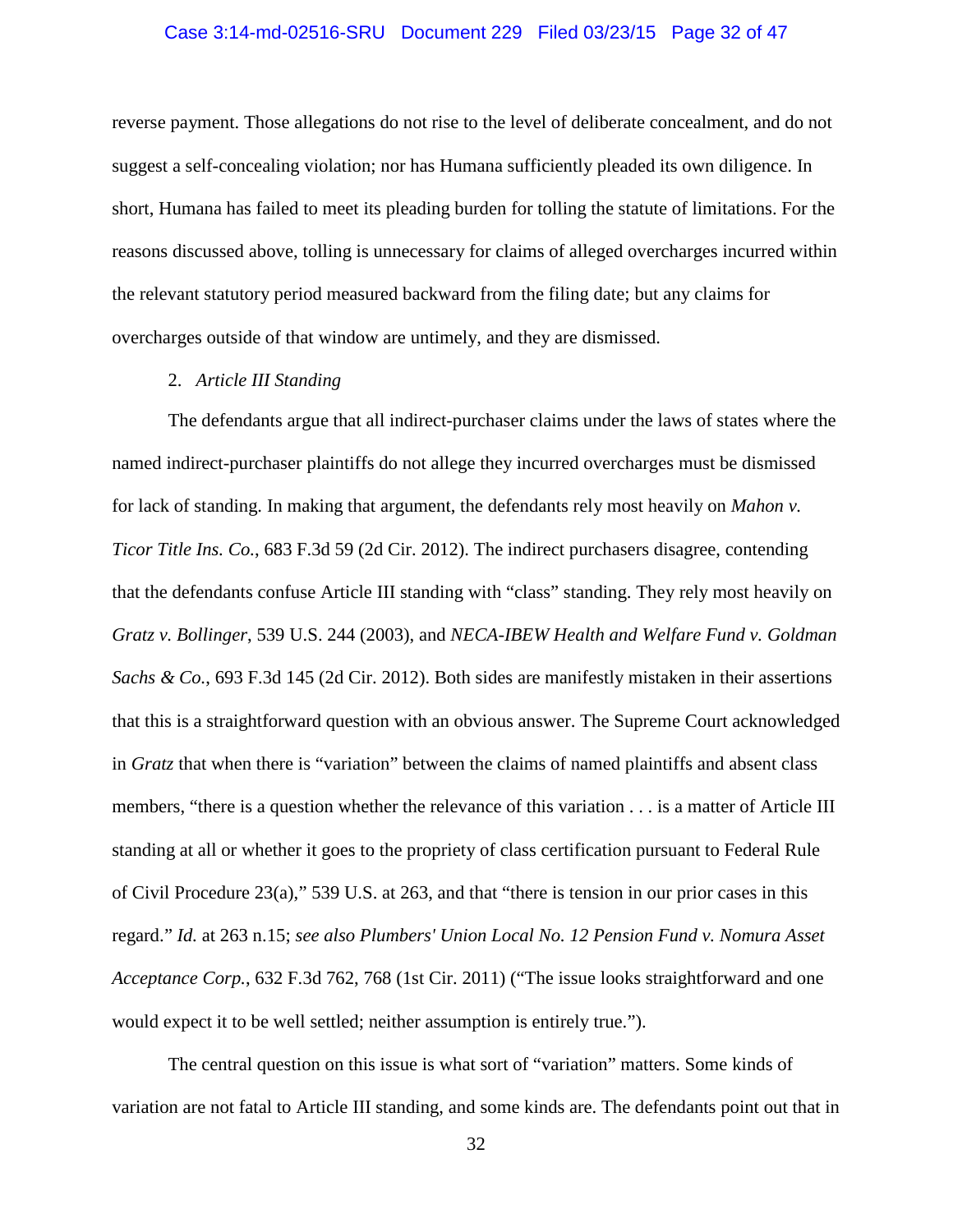reverse payment. Those allegations do not rise to the level of deliberate concealment, and do not suggest a self-concealing violation; nor has Humana sufficiently pleaded its own diligence. In short, Humana has failed to meet its pleading burden for tolling the statute of limitations. For the reasons discussed above, tolling is unnecessary for claims of alleged overcharges incurred within the relevant statutory period measured backward from the filing date; but any claims for overcharges outside of that window are untimely, and they are dismissed.

2. *Article III Standing*

The defendants argue that all indirect-purchaser claims under the laws of states where the named indirect-purchaser plaintiffs do not allege they incurred overcharges must be dismissed for lack of standing. In making that argument, the defendants rely most heavily on *Mahon v. Ticor Title Ins. Co.*, 683 F.3d 59 (2d Cir. 2012). The indirect purchasers disagree, contending that the defendants confuse Article III standing with "class" standing. They rely most heavily on *Gratz v. Bollinger*, 539 U.S. 244 (2003), and *NECA-IBEW Health and Welfare Fund v. Goldman Sachs & Co.*, 693 F.3d 145 (2d Cir. 2012). Both sides are manifestly mistaken in their assertions that this is a straightforward question with an obvious answer. The Supreme Court acknowledged in *Gratz* that when there is "variation" between the claims of named plaintiffs and absent class members, "there is a question whether the relevance of this variation . . . is a matter of Article III standing at all or whether it goes to the propriety of class certification pursuant to Federal Rule of Civil Procedure 23(a)," 539 U.S. at 263, and that "there is tension in our prior cases in this regard." *Id.* at 263 n.15; *see also Plumbers' Union Local No. 12 Pension Fund v. Nomura Asset Acceptance Corp.*, 632 F.3d 762, 768 (1st Cir. 2011) ("The issue looks straightforward and one would expect it to be well settled; neither assumption is entirely true.").

The central question on this issue is what sort of "variation" matters. Some kinds of variation are not fatal to Article III standing, and some kinds are. The defendants point out that in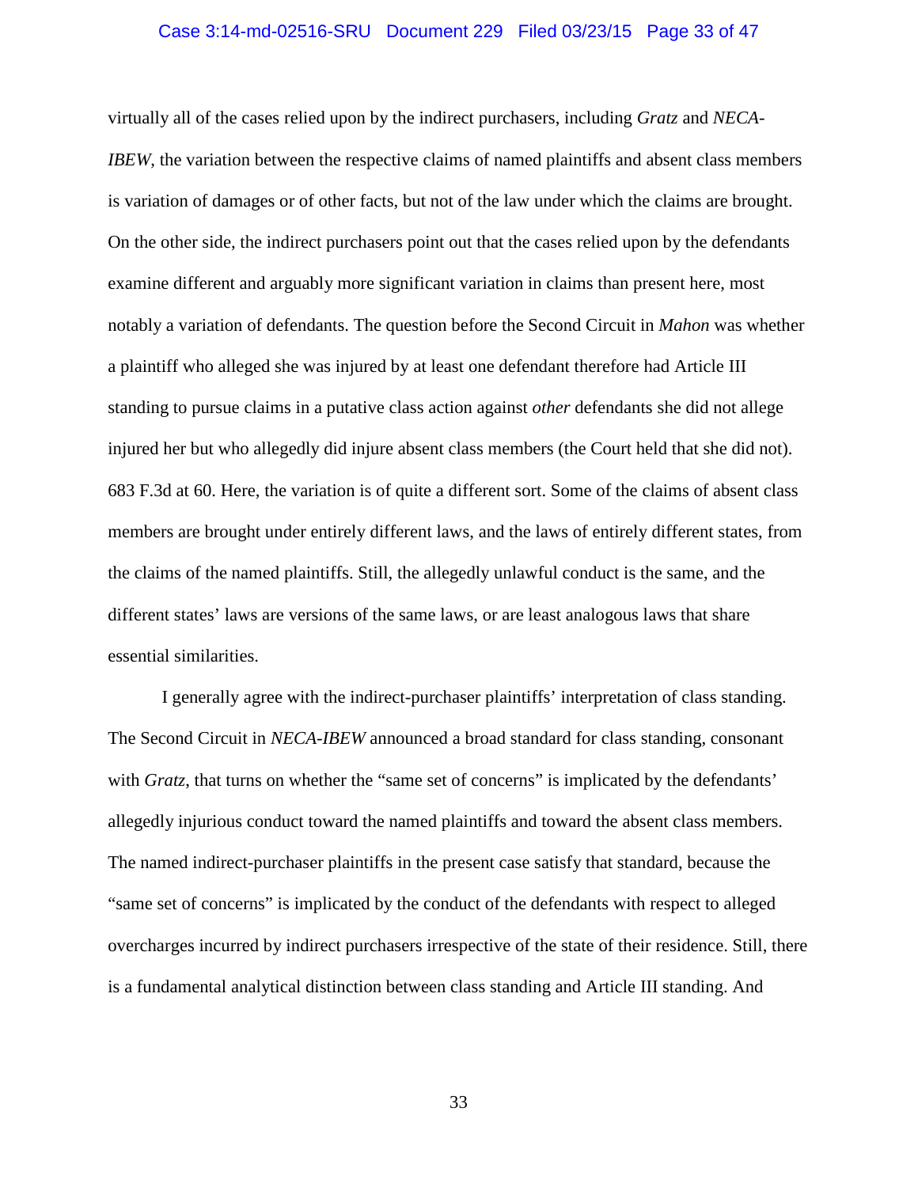virtually all of the cases relied upon by the indirect purchasers, including *Gratz* and *NECA-IBEW*, the variation between the respective claims of named plaintiffs and absent class members is variation of damages or of other facts, but not of the law under which the claims are brought. On the other side, the indirect purchasers point out that the cases relied upon by the defendants examine different and arguably more significant variation in claims than present here, most notably a variation of defendants. The question before the Second Circuit in *Mahon* was whether a plaintiff who alleged she was injured by at least one defendant therefore had Article III standing to pursue claims in a putative class action against *other* defendants she did not allege injured her but who allegedly did injure absent class members (the Court held that she did not). 683 F.3d at 60. Here, the variation is of quite a different sort. Some of the claims of absent class members are brought under entirely different laws, and the laws of entirely different states, from the claims of the named plaintiffs. Still, the allegedly unlawful conduct is the same, and the different states' laws are versions of the same laws, or are least analogous laws that share essential similarities.

I generally agree with the indirect-purchaser plaintiffs' interpretation of class standing. The Second Circuit in *NECA-IBEW* announced a broad standard for class standing, consonant with *Gratz*, that turns on whether the "same set of concerns" is implicated by the defendants' allegedly injurious conduct toward the named plaintiffs and toward the absent class members. The named indirect-purchaser plaintiffs in the present case satisfy that standard, because the "same set of concerns" is implicated by the conduct of the defendants with respect to alleged overcharges incurred by indirect purchasers irrespective of the state of their residence. Still, there is a fundamental analytical distinction between class standing and Article III standing. And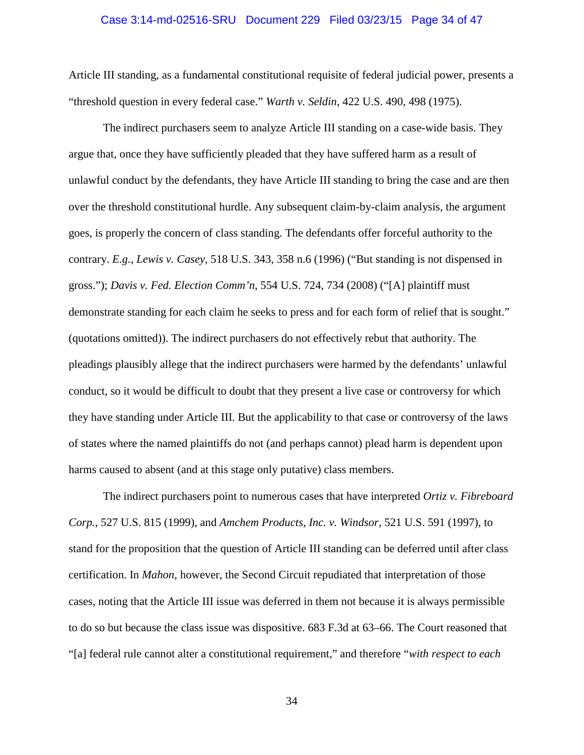Article III standing, as a fundamental constitutional requisite of federal judicial power, presents a "threshold question in every federal case." *Warth v. Seldin*, 422 U.S. 490, 498 (1975).

The indirect purchasers seem to analyze Article III standing on a case-wide basis. They argue that, once they have sufficiently pleaded that they have suffered harm as a result of unlawful conduct by the defendants, they have Article III standing to bring the case and are then over the threshold constitutional hurdle. Any subsequent claim-by-claim analysis, the argument goes, is properly the concern of class standing. The defendants offer forceful authority to the contrary. *E.g.*, *Lewis v. Casey*, 518 U.S. 343, 358 n.6 (1996) ("But standing is not dispensed in gross."); *Davis v. Fed. Election Comm'n*, 554 U.S. 724, 734 (2008) ("[A] plaintiff must demonstrate standing for each claim he seeks to press and for each form of relief that is sought." (quotations omitted)). The indirect purchasers do not effectively rebut that authority. The pleadings plausibly allege that the indirect purchasers were harmed by the defendants' unlawful conduct, so it would be difficult to doubt that they present a live case or controversy for which they have standing under Article III. But the applicability to that case or controversy of the laws of states where the named plaintiffs do not (and perhaps cannot) plead harm is dependent upon harms caused to absent (and at this stage only putative) class members.

The indirect purchasers point to numerous cases that have interpreted *Ortiz v. Fibreboard Corp.*, 527 U.S. 815 (1999), and *Amchem Products, Inc. v. Windsor*, 521 U.S. 591 (1997), to stand for the proposition that the question of Article III standing can be deferred until after class certification. In *Mahon*, however, the Second Circuit repudiated that interpretation of those cases, noting that the Article III issue was deferred in them not because it is always permissible to do so but because the class issue was dispositive. 683 F.3d at 63–66. The Court reasoned that "[a] federal rule cannot alter a constitutional requirement," and therefore "*with respect to each*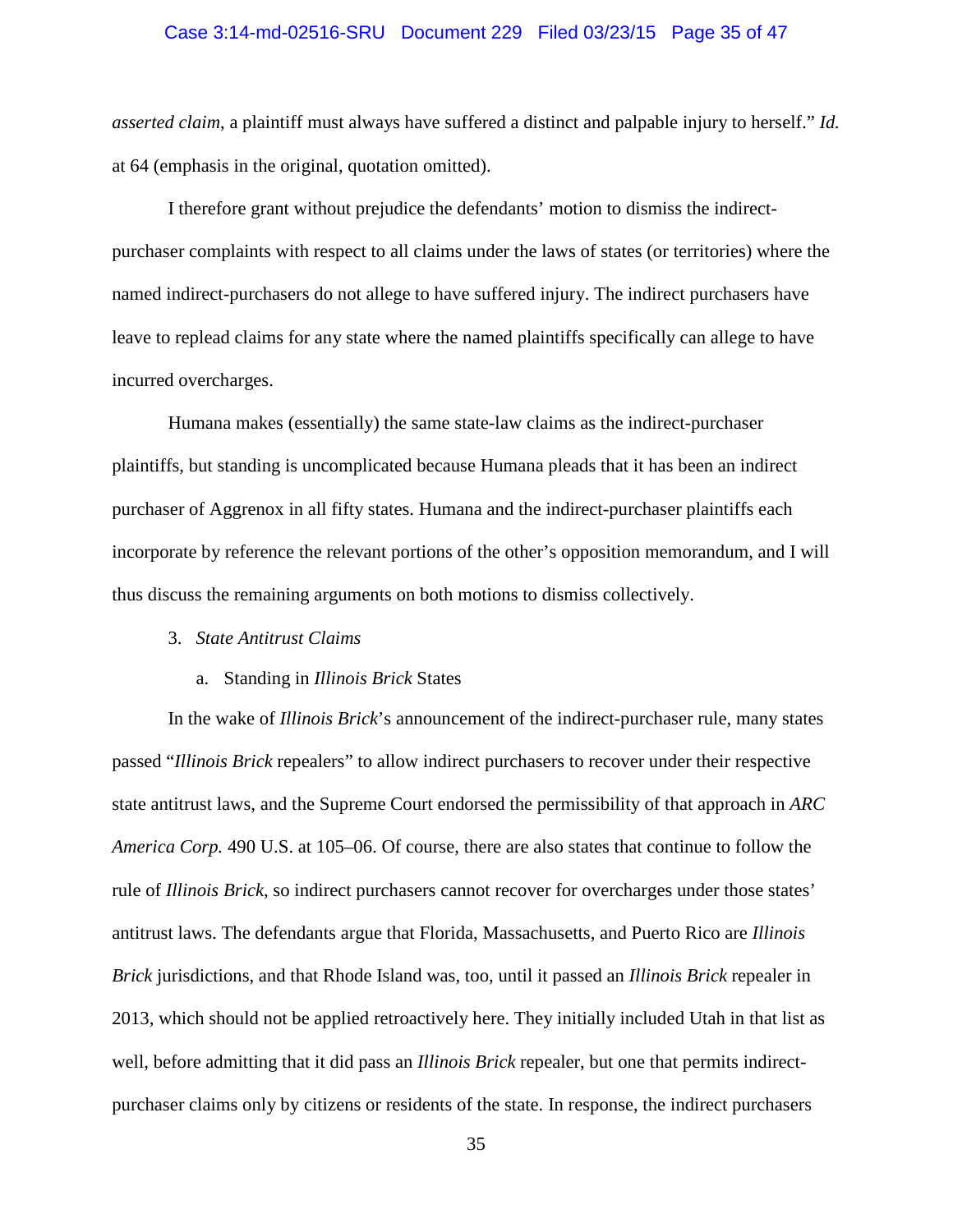*asserted claim*, a plaintiff must always have suffered a distinct and palpable injury to herself." *Id.* at 64 (emphasis in the original, quotation omitted).

I therefore grant without prejudice the defendants' motion to dismiss the indirect-purchaser complaints with respect to all claims under the laws of states (or territories) where the named indirect-purchasers do not allege to have suffered injury. The indirect purchasers have leave to replead claims for any state where the named plaintiffs specifically can allege to have incurred overcharges.

Humana makes (essentially) the same state-law claims as the indirect-purchaser plaintiffs, but standing is uncomplicated because Humana pleads that it has been an indirect purchaser of Aggrenox in all fifty states. Humana and the indirect-purchaser plaintiffs each incorporate by reference the relevant portions of the other's opposition memorandum, and I will thus discuss the remaining arguments on both motions to dismiss collectively.

3. *State Antitrust Claims*

a. Standing in *Illinois Brick* States

In the wake of *Illinois Brick*'s announcement of the indirect-purchaser rule, many states passed "*Illinois Brick* repealers" to allow indirect purchasers to recover under their respective state antitrust laws, and the Supreme Court endorsed the permissibility of that approach in *ARC America Corp.* 490 U.S. at 105–06. Of course, there are also states that continue to follow the rule of *Illinois Brick*, so indirect purchasers cannot recover for overcharges under those states' antitrust laws. The defendants argue that Florida, Massachusetts, and Puerto Rico are *Illinois Brick* jurisdictions, and that Rhode Island was, too, until it passed an *Illinois Brick* repealer in 2013, which should not be applied retroactively here. They initially included Utah in that list as well, before admitting that it did pass an *Illinois Brick* repealer, but one that permits indirect-purchaser claims only by citizens or residents of the state. In response, the indirect purchasers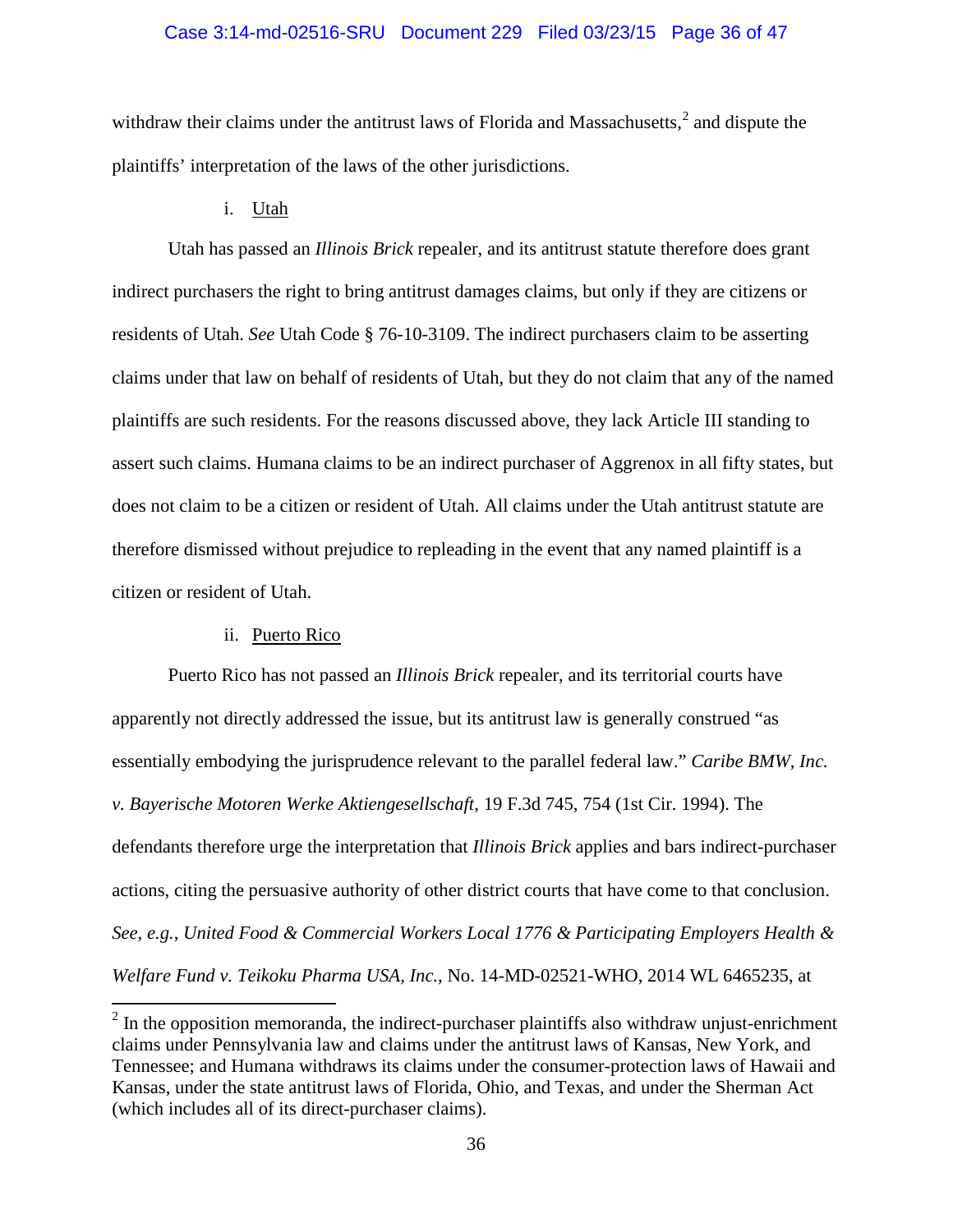withdraw their claims under the antitrust laws of Florida and Massachusetts,[2] and dispute the plaintiffs' interpretation of the laws of the other jurisdictions.

i. Utah

Utah has passed an *Illinois Brick* repealer, and its antitrust statute therefore does grant indirect purchasers the right to bring antitrust damages claims, but only if they are citizens or residents of Utah. *See* Utah Code § 76-10-3109. The indirect purchasers claim to be asserting claims under that law on behalf of residents of Utah, but they do not claim that any of the named plaintiffs are such residents. For the reasons discussed above, they lack Article III standing to assert such claims. Humana claims to be an indirect purchaser of Aggrenox in all fifty states, but does not claim to be a citizen or resident of Utah. All claims under the Utah antitrust statute are therefore dismissed without prejudice to repleading in the event that any named plaintiff is a citizen or resident of Utah.

ii. Puerto Rico

Puerto Rico has not passed an *Illinois Brick* repealer, and its territorial courts have apparently not directly addressed the issue, but its antitrust law is generally construed "as essentially embodying the jurisprudence relevant to the parallel federal law." *Caribe BMW, Inc. v. Bayerische Motoren Werke Aktiengesellschaft*, 19 F.3d 745, 754 (1st Cir. 1994). The defendants therefore urge the interpretation that *Illinois Brick* applies and bars indirect-purchaser actions, citing the persuasive authority of other district courts that have come to that conclusion. *See, e.g.*, *United Food & Commercial Workers Local 1776 & Participating Employers Health & Welfare Fund v. Teikoku Pharma USA, Inc.*, No. 14-MD-02521-WHO, 2014 WL 6465235, at

[2] In the opposition memoranda, the indirect-purchaser plaintiffs also withdraw unjust-enrichment claims under Pennsylvania law and claims under the antitrust laws of Kansas, New York, and Tennessee; and Humana withdraws its claims under the consumer-protection laws of Hawaii and Kansas, under the state antitrust laws of Florida, Ohio, and Texas, and under the Sherman Act (which includes all of its direct-purchaser claims).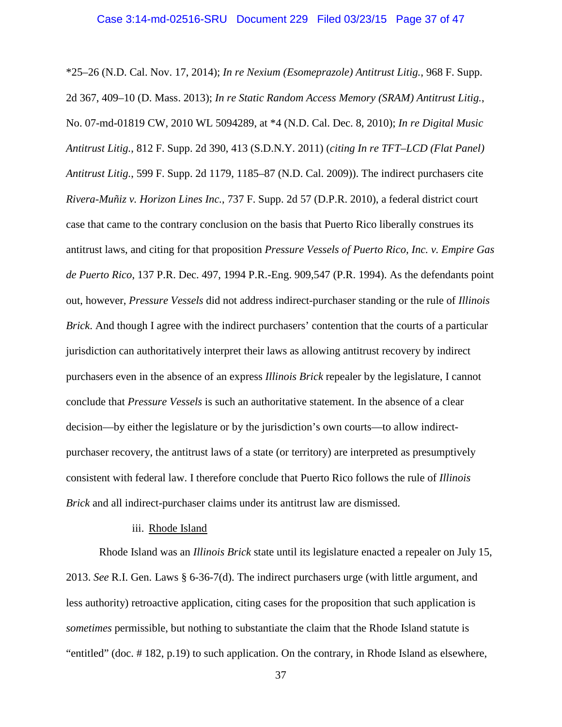*25–26 (N.D. Cal. Nov. 17, 2014); *In re Nexium (Esomeprazole) Antitrust Litig.*, 968 F. Supp. 2d 367, 409–10 (D. Mass. 2013); *In re Static Random Access Memory (SRAM) Antitrust Litig.*, No. 07-md-01819 CW, 2010 WL 5094289, at *4 (N.D. Cal. Dec. 8, 2010); *In re Digital Music Antitrust Litig.*, 812 F. Supp. 2d 390, 413 (S.D.N.Y. 2011) (*citing In re TFT–LCD (Flat Panel) Antitrust Litig.*, 599 F. Supp. 2d 1179, 1185–87 (N.D. Cal. 2009)). The indirect purchasers cite *Rivera-Muñiz v. Horizon Lines Inc.*, 737 F. Supp. 2d 57 (D.P.R. 2010), a federal district court case that came to the contrary conclusion on the basis that Puerto Rico liberally construes its antitrust laws, and citing for that proposition *Pressure Vessels of Puerto Rico, Inc. v. Empire Gas de Puerto Rico*, 137 P.R. Dec. 497, 1994 P.R.-Eng. 909,547 (P.R. 1994). As the defendants point out, however, *Pressure Vessels* did not address indirect-purchaser standing or the rule of *Illinois Brick*. And though I agree with the indirect purchasers' contention that the courts of a particular jurisdiction can authoritatively interpret their laws as allowing antitrust recovery by indirect purchasers even in the absence of an express *Illinois Brick* repealer by the legislature, I cannot conclude that *Pressure Vessels* is such an authoritative statement. In the absence of a clear decision—by either the legislature or by the jurisdiction's own courts—to allow indirect-purchaser recovery, the antitrust laws of a state (or territory) are interpreted as presumptively consistent with federal law. I therefore conclude that Puerto Rico follows the rule of *Illinois Brick* and all indirect-purchaser claims under its antitrust law are dismissed.

iii. Rhode Island

Rhode Island was an *Illinois Brick* state until its legislature enacted a repealer on July 15, 2013. *See* R.I. Gen. Laws § 6-36-7(d). The indirect purchasers urge (with little argument, and less authority) retroactive application, citing cases for the proposition that such application is *sometimes* permissible, but nothing to substantiate the claim that the Rhode Island statute is "entitled" (doc. # 182, p.19) to such application. On the contrary, in Rhode Island as elsewhere,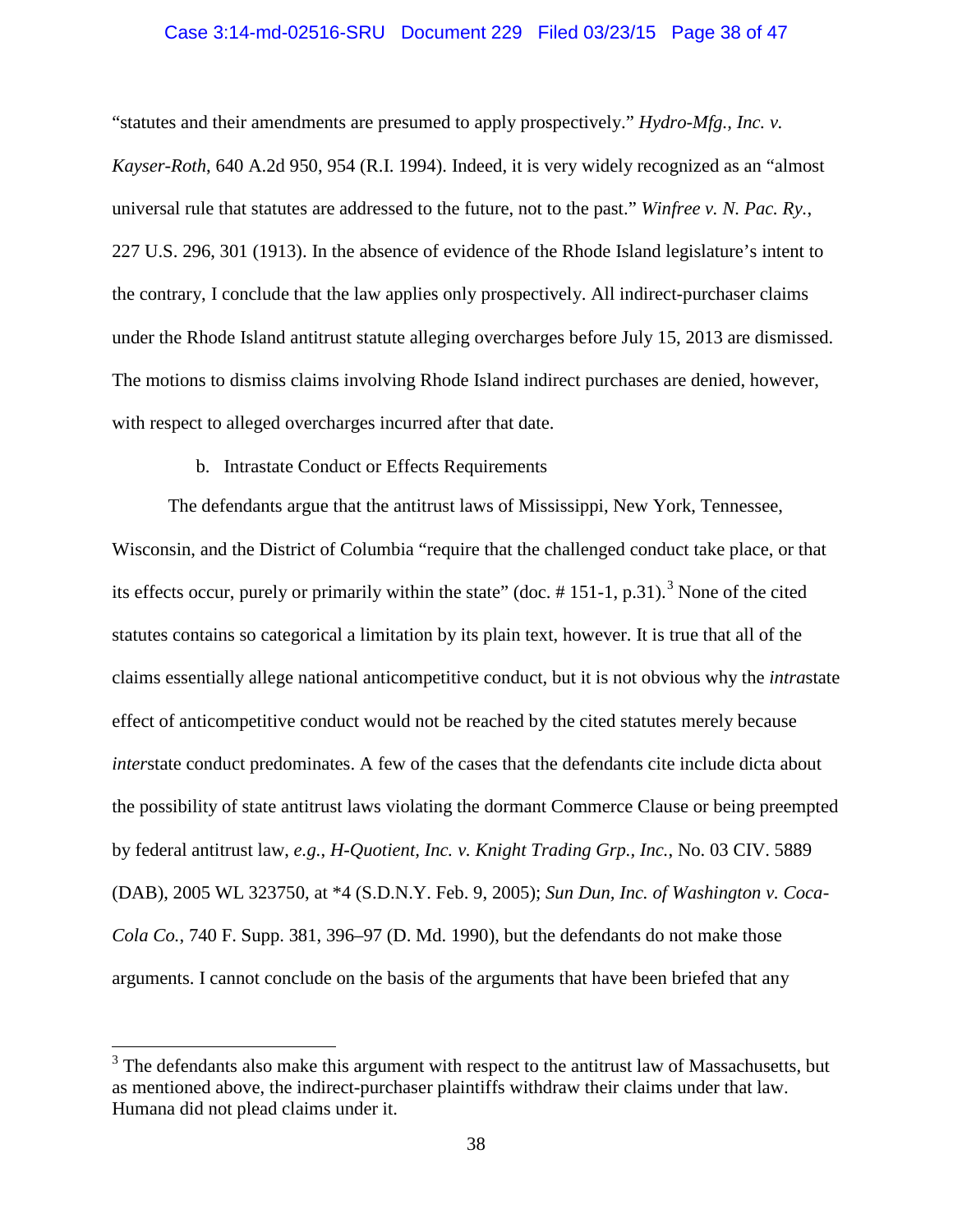"statutes and their amendments are presumed to apply prospectively." *Hydro-Mfg., Inc. v. Kayser-Roth*, 640 A.2d 950, 954 (R.I. 1994). Indeed, it is very widely recognized as an "almost universal rule that statutes are addressed to the future, not to the past." *Winfree v. N. Pac. Ry.*, 227 U.S. 296, 301 (1913). In the absence of evidence of the Rhode Island legislature's intent to the contrary, I conclude that the law applies only prospectively. All indirect-purchaser claims under the Rhode Island antitrust statute alleging overcharges before July 15, 2013 are dismissed. The motions to dismiss claims involving Rhode Island indirect purchases are denied, however, with respect to alleged overcharges incurred after that date.

b. Intrastate Conduct or Effects Requirements

The defendants argue that the antitrust laws of Mississippi, New York, Tennessee, Wisconsin, and the District of Columbia "require that the challenged conduct take place, or that its effects occur, purely or primarily within the state" (doc. # 151-1, p.31).[3] None of the cited statutes contains so categorical a limitation by its plain text, however. It is true that all of the claims essentially allege national anticompetitive conduct, but it is not obvious why the *intra*state effect of anticompetitive conduct would not be reached by the cited statutes merely because *inter*state conduct predominates. A few of the cases that the defendants cite include dicta about the possibility of state antitrust laws violating the dormant Commerce Clause or being preempted by federal antitrust law, *e.g.*, *H-Quotient, Inc. v. Knight Trading Grp., Inc.*, No. 03 CIV. 5889 (DAB), 2005 WL 323750, at *4 (S.D.N.Y. Feb. 9, 2005); *Sun Dun, Inc. of Washington v. Coca-Cola Co.*, 740 F. Supp. 381, 396–97 (D. Md. 1990), but the defendants do not make those arguments. I cannot conclude on the basis of the arguments that have been briefed that any

[3] The defendants also make this argument with respect to the antitrust law of Massachusetts, but as mentioned above, the indirect-purchaser plaintiffs withdraw their claims under that law. Humana did not plead claims under it.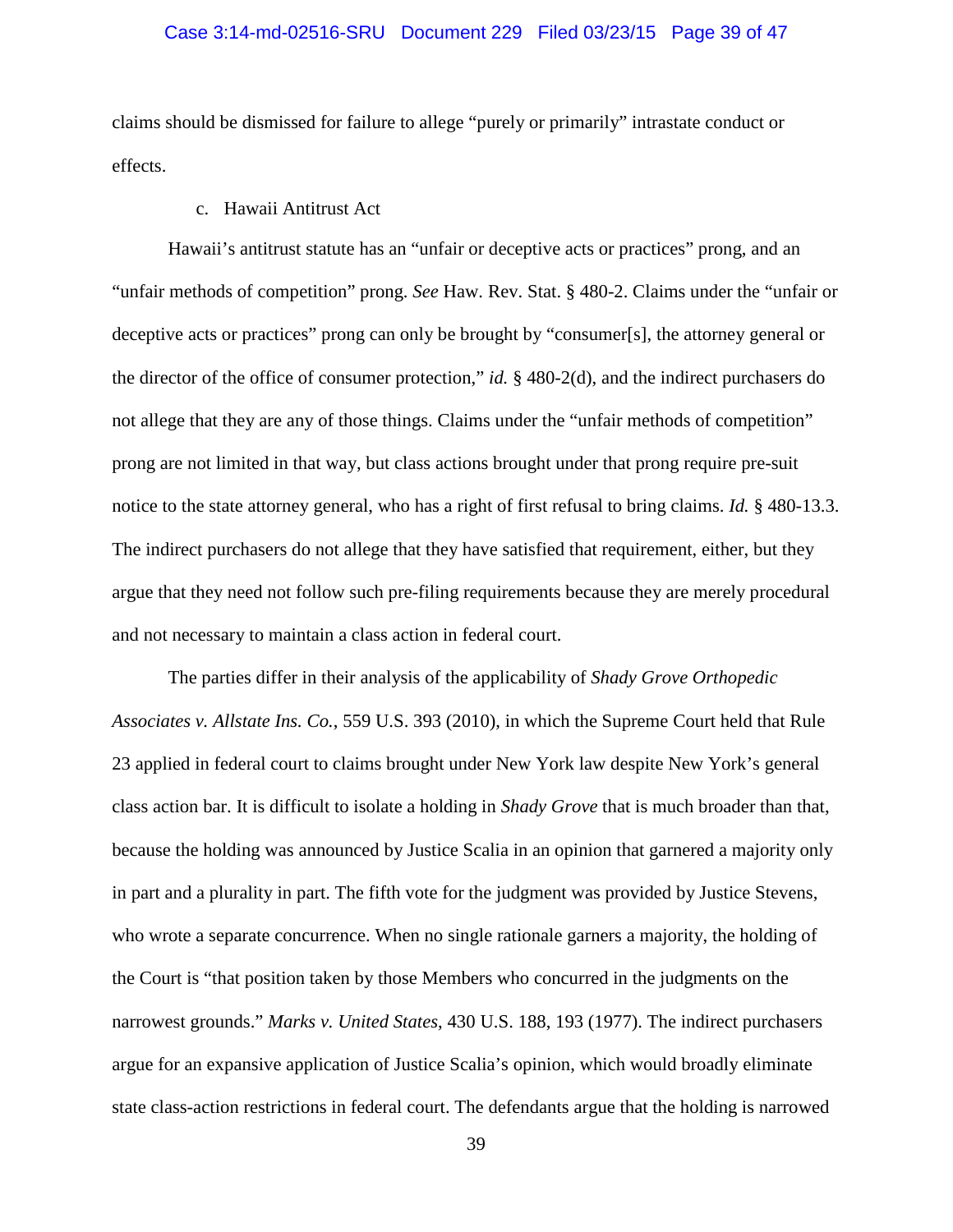claims should be dismissed for failure to allege "purely or primarily" intrastate conduct or effects.

c. Hawaii Antitrust Act

Hawaii's antitrust statute has an "unfair or deceptive acts or practices" prong, and an "unfair methods of competition" prong. *See* Haw. Rev. Stat. § 480-2. Claims under the "unfair or deceptive acts or practices" prong can only be brought by "consumer[s], the attorney general or the director of the office of consumer protection," *id.* § 480-2(d), and the indirect purchasers do not allege that they are any of those things. Claims under the "unfair methods of competition" prong are not limited in that way, but class actions brought under that prong require pre-suit notice to the state attorney general, who has a right of first refusal to bring claims. *Id.* § 480-13.3. The indirect purchasers do not allege that they have satisfied that requirement, either, but they argue that they need not follow such pre-filing requirements because they are merely procedural and not necessary to maintain a class action in federal court.

The parties differ in their analysis of the applicability of *Shady Grove Orthopedic Associates v. Allstate Ins. Co.*, 559 U.S. 393 (2010), in which the Supreme Court held that Rule 23 applied in federal court to claims brought under New York law despite New York's general class action bar. It is difficult to isolate a holding in *Shady Grove* that is much broader than that, because the holding was announced by Justice Scalia in an opinion that garnered a majority only in part and a plurality in part. The fifth vote for the judgment was provided by Justice Stevens, who wrote a separate concurrence. When no single rationale garners a majority, the holding of the Court is "that position taken by those Members who concurred in the judgments on the narrowest grounds." *Marks v. United States*, 430 U.S. 188, 193 (1977). The indirect purchasers argue for an expansive application of Justice Scalia's opinion, which would broadly eliminate state class-action restrictions in federal court. The defendants argue that the holding is narrowed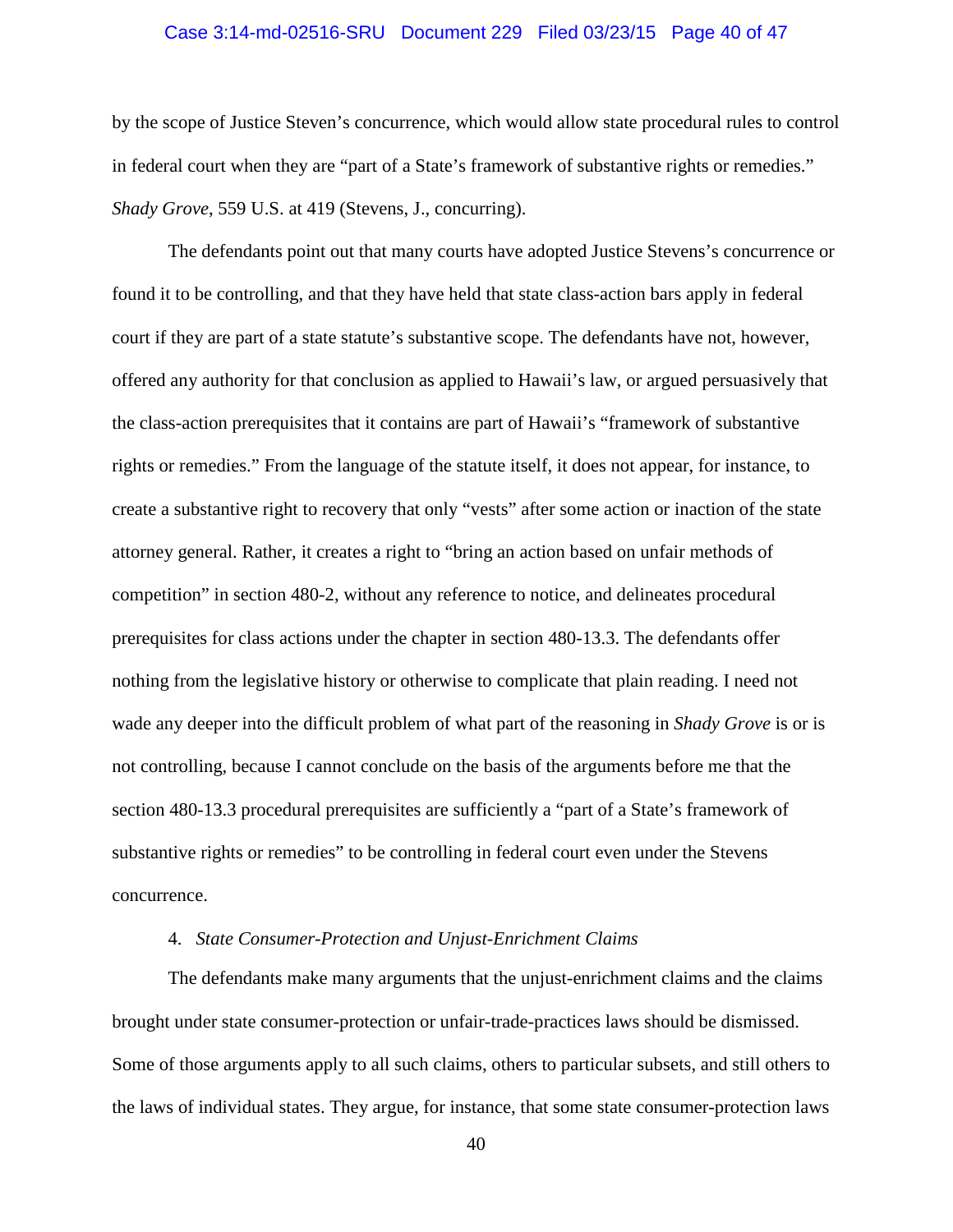by the scope of Justice Steven's concurrence, which would allow state procedural rules to control in federal court when they are "part of a State's framework of substantive rights or remedies." *Shady Grove*, 559 U.S. at 419 (Stevens, J., concurring).

The defendants point out that many courts have adopted Justice Stevens's concurrence or found it to be controlling, and that they have held that state class-action bars apply in federal court if they are part of a state statute's substantive scope. The defendants have not, however, offered any authority for that conclusion as applied to Hawaii's law, or argued persuasively that the class-action prerequisites that it contains are part of Hawaii's "framework of substantive rights or remedies." From the language of the statute itself, it does not appear, for instance, to create a substantive right to recovery that only "vests" after some action or inaction of the state attorney general. Rather, it creates a right to "bring an action based on unfair methods of competition" in section 480-2, without any reference to notice, and delineates procedural prerequisites for class actions under the chapter in section 480-13.3. The defendants offer nothing from the legislative history or otherwise to complicate that plain reading. I need not wade any deeper into the difficult problem of what part of the reasoning in *Shady Grove* is or is not controlling, because I cannot conclude on the basis of the arguments before me that the section 480-13.3 procedural prerequisites are sufficiently a "part of a State's framework of substantive rights or remedies" to be controlling in federal court even under the Stevens concurrence.

4. *State Consumer-Protection and Unjust-Enrichment Claims*

The defendants make many arguments that the unjust-enrichment claims and the claims brought under state consumer-protection or unfair-trade-practices laws should be dismissed. Some of those arguments apply to all such claims, others to particular subsets, and still others to the laws of individual states. They argue, for instance, that some state consumer-protection laws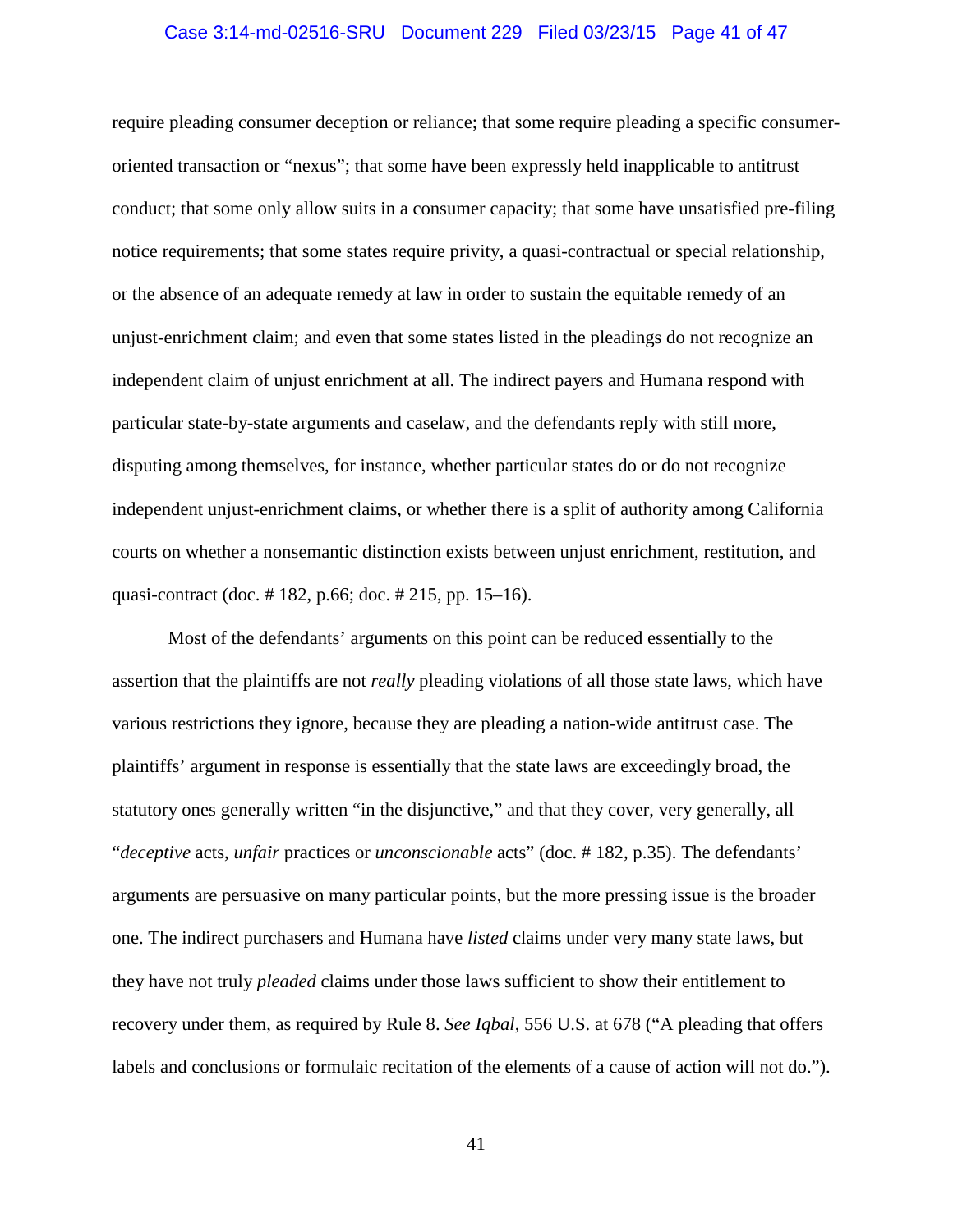require pleading consumer deception or reliance; that some require pleading a specific consumer-oriented transaction or "nexus"; that some have been expressly held inapplicable to antitrust conduct; that some only allow suits in a consumer capacity; that some have unsatisfied pre-filing notice requirements; that some states require privity, a quasi-contractual or special relationship, or the absence of an adequate remedy at law in order to sustain the equitable remedy of an unjust-enrichment claim; and even that some states listed in the pleadings do not recognize an independent claim of unjust enrichment at all. The indirect payers and Humana respond with particular state-by-state arguments and caselaw, and the defendants reply with still more, disputing among themselves, for instance, whether particular states do or do not recognize independent unjust-enrichment claims, or whether there is a split of authority among California courts on whether a nonsemantic distinction exists between unjust enrichment, restitution, and quasi-contract (doc. # 182, p.66; doc. # 215, pp. 15–16).

Most of the defendants' arguments on this point can be reduced essentially to the assertion that the plaintiffs are not *really* pleading violations of all those state laws, which have various restrictions they ignore, because they are pleading a nation-wide antitrust case. The plaintiffs' argument in response is essentially that the state laws are exceedingly broad, the statutory ones generally written "in the disjunctive," and that they cover, very generally, all "*deceptive* acts, *unfair* practices or *unconscionable* acts" (doc. # 182, p.35). The defendants' arguments are persuasive on many particular points, but the more pressing issue is the broader one. The indirect purchasers and Humana have *listed* claims under very many state laws, but they have not truly *pleaded* claims under those laws sufficient to show their entitlement to recovery under them, as required by Rule 8. *See Iqbal*, 556 U.S. at 678 ("A pleading that offers labels and conclusions or formulaic recitation of the elements of a cause of action will not do.").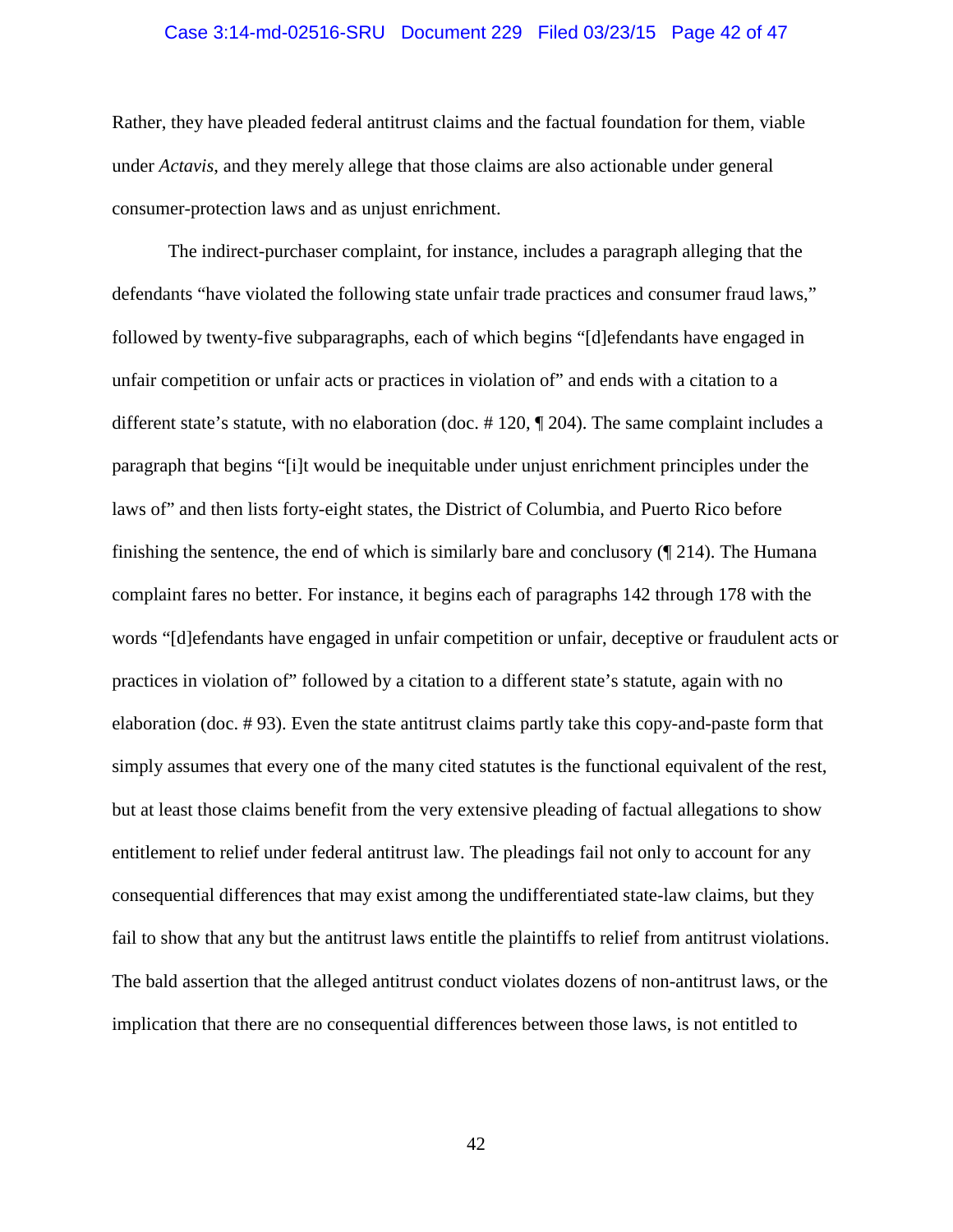Rather, they have pleaded federal antitrust claims and the factual foundation for them, viable under *Actavis*, and they merely allege that those claims are also actionable under general consumer-protection laws and as unjust enrichment.

The indirect-purchaser complaint, for instance, includes a paragraph alleging that the defendants "have violated the following state unfair trade practices and consumer fraud laws," followed by twenty-five subparagraphs, each of which begins "[d]efendants have engaged in unfair competition or unfair acts or practices in violation of" and ends with a citation to a different state's statute, with no elaboration (doc. # 120, ¶ 204). The same complaint includes a paragraph that begins "[i]t would be inequitable under unjust enrichment principles under the laws of" and then lists forty-eight states, the District of Columbia, and Puerto Rico before finishing the sentence, the end of which is similarly bare and conclusory (¶ 214). The Humana complaint fares no better. For instance, it begins each of paragraphs 142 through 178 with the words "[d]efendants have engaged in unfair competition or unfair, deceptive or fraudulent acts or practices in violation of" followed by a citation to a different state's statute, again with no elaboration (doc. # 93). Even the state antitrust claims partly take this copy-and-paste form that simply assumes that every one of the many cited statutes is the functional equivalent of the rest, but at least those claims benefit from the very extensive pleading of factual allegations to show entitlement to relief under federal antitrust law. The pleadings fail not only to account for any consequential differences that may exist among the undifferentiated state-law claims, but they fail to show that any but the antitrust laws entitle the plaintiffs to relief from antitrust violations. The bald assertion that the alleged antitrust conduct violates dozens of non-antitrust laws, or the implication that there are no consequential differences between those laws, is not entitled to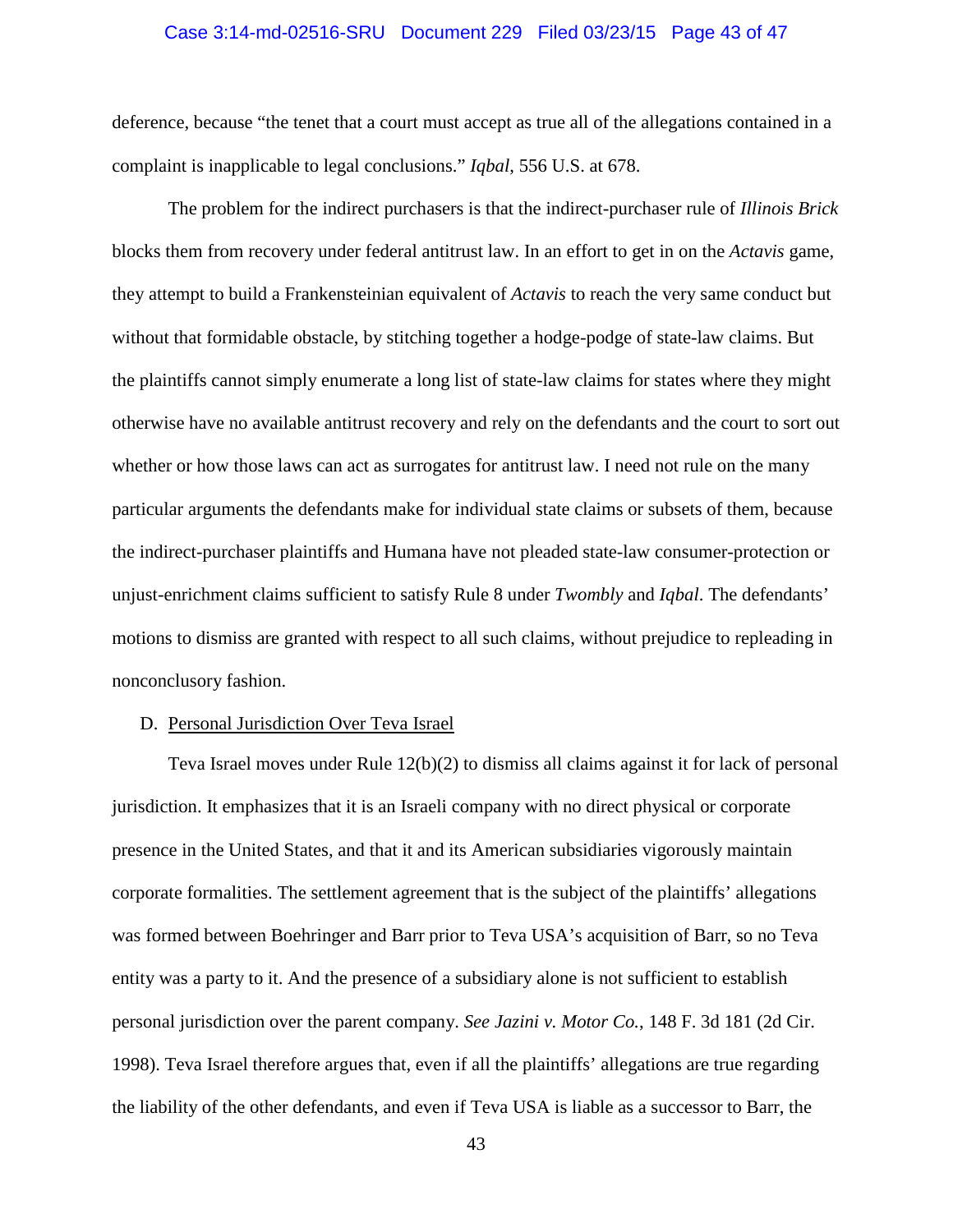deference, because "the tenet that a court must accept as true all of the allegations contained in a complaint is inapplicable to legal conclusions." *Iqbal*, 556 U.S. at 678.

The problem for the indirect purchasers is that the indirect-purchaser rule of *Illinois Brick* blocks them from recovery under federal antitrust law. In an effort to get in on the *Actavis* game, they attempt to build a Frankensteinian equivalent of *Actavis* to reach the very same conduct but without that formidable obstacle, by stitching together a hodge-podge of state-law claims. But the plaintiffs cannot simply enumerate a long list of state-law claims for states where they might otherwise have no available antitrust recovery and rely on the defendants and the court to sort out whether or how those laws can act as surrogates for antitrust law. I need not rule on the many particular arguments the defendants make for individual state claims or subsets of them, because the indirect-purchaser plaintiffs and Humana have not pleaded state-law consumer-protection or unjust-enrichment claims sufficient to satisfy Rule 8 under *Twombly* and *Iqbal*. The defendants' motions to dismiss are granted with respect to all such claims, without prejudice to repleading in nonconclusory fashion.

D. Personal Jurisdiction Over Teva Israel

Teva Israel moves under Rule 12(b)(2) to dismiss all claims against it for lack of personal jurisdiction. It emphasizes that it is an Israeli company with no direct physical or corporate presence in the United States, and that it and its American subsidiaries vigorously maintain corporate formalities. The settlement agreement that is the subject of the plaintiffs' allegations was formed between Boehringer and Barr prior to Teva USA's acquisition of Barr, so no Teva entity was a party to it. And the presence of a subsidiary alone is not sufficient to establish personal jurisdiction over the parent company. *See Jazini v. Motor Co.*, 148 F. 3d 181 (2d Cir. 1998). Teva Israel therefore argues that, even if all the plaintiffs' allegations are true regarding the liability of the other defendants, and even if Teva USA is liable as a successor to Barr, the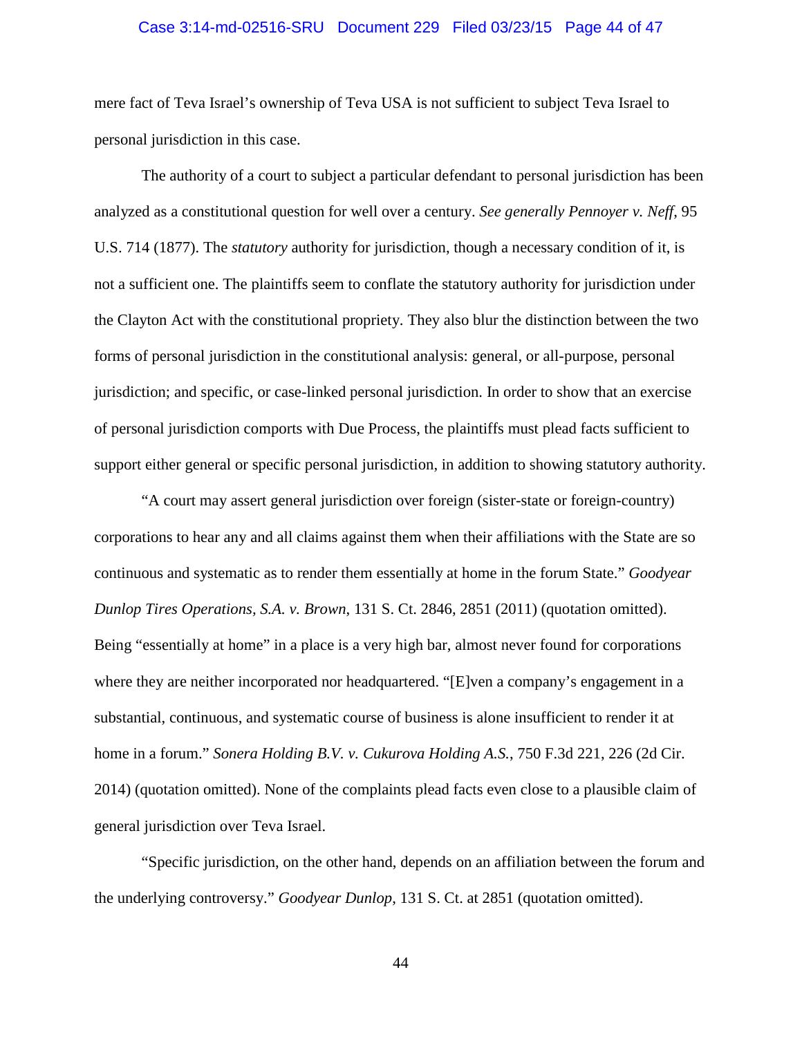mere fact of Teva Israel's ownership of Teva USA is not sufficient to subject Teva Israel to personal jurisdiction in this case.

The authority of a court to subject a particular defendant to personal jurisdiction has been analyzed as a constitutional question for well over a century. *See generally Pennoyer v. Neff*, 95 U.S. 714 (1877). The *statutory* authority for jurisdiction, though a necessary condition of it, is not a sufficient one. The plaintiffs seem to conflate the statutory authority for jurisdiction under the Clayton Act with the constitutional propriety. They also blur the distinction between the two forms of personal jurisdiction in the constitutional analysis: general, or all-purpose, personal jurisdiction; and specific, or case-linked personal jurisdiction. In order to show that an exercise of personal jurisdiction comports with Due Process, the plaintiffs must plead facts sufficient to support either general or specific personal jurisdiction, in addition to showing statutory authority.

"A court may assert general jurisdiction over foreign (sister-state or foreign-country) corporations to hear any and all claims against them when their affiliations with the State are so continuous and systematic as to render them essentially at home in the forum State." *Goodyear Dunlop Tires Operations, S.A. v. Brown*, 131 S. Ct. 2846, 2851 (2011) (quotation omitted). Being "essentially at home" in a place is a very high bar, almost never found for corporations where they are neither incorporated nor headquartered. "[E]ven a company's engagement in a substantial, continuous, and systematic course of business is alone insufficient to render it at home in a forum." *Sonera Holding B.V. v. Cukurova Holding A.S.*, 750 F.3d 221, 226 (2d Cir. 2014) (quotation omitted). None of the complaints plead facts even close to a plausible claim of general jurisdiction over Teva Israel.

"Specific jurisdiction, on the other hand, depends on an affiliation between the forum and the underlying controversy." *Goodyear Dunlop*, 131 S. Ct. at 2851 (quotation omitted).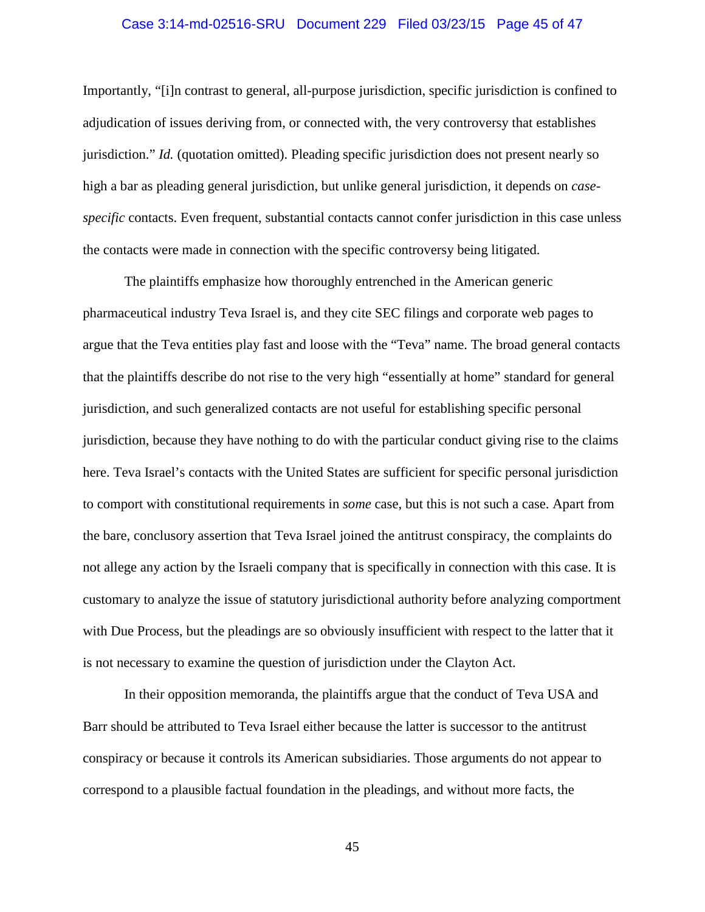Importantly, "[i]n contrast to general, all-purpose jurisdiction, specific jurisdiction is confined to adjudication of issues deriving from, or connected with, the very controversy that establishes jurisdiction." *Id.* (quotation omitted). Pleading specific jurisdiction does not present nearly so high a bar as pleading general jurisdiction, but unlike general jurisdiction, it depends on *case-specific* contacts. Even frequent, substantial contacts cannot confer jurisdiction in this case unless the contacts were made in connection with the specific controversy being litigated.

The plaintiffs emphasize how thoroughly entrenched in the American generic pharmaceutical industry Teva Israel is, and they cite SEC filings and corporate web pages to argue that the Teva entities play fast and loose with the "Teva" name. The broad general contacts that the plaintiffs describe do not rise to the very high "essentially at home" standard for general jurisdiction, and such generalized contacts are not useful for establishing specific personal jurisdiction, because they have nothing to do with the particular conduct giving rise to the claims here. Teva Israel's contacts with the United States are sufficient for specific personal jurisdiction to comport with constitutional requirements in *some* case, but this is not such a case. Apart from the bare, conclusory assertion that Teva Israel joined the antitrust conspiracy, the complaints do not allege any action by the Israeli company that is specifically in connection with this case. It is customary to analyze the issue of statutory jurisdictional authority before analyzing comportment with Due Process, but the pleadings are so obviously insufficient with respect to the latter that it is not necessary to examine the question of jurisdiction under the Clayton Act.

In their opposition memoranda, the plaintiffs argue that the conduct of Teva USA and Barr should be attributed to Teva Israel either because the latter is successor to the antitrust conspiracy or because it controls its American subsidiaries. Those arguments do not appear to correspond to a plausible factual foundation in the pleadings, and without more facts, the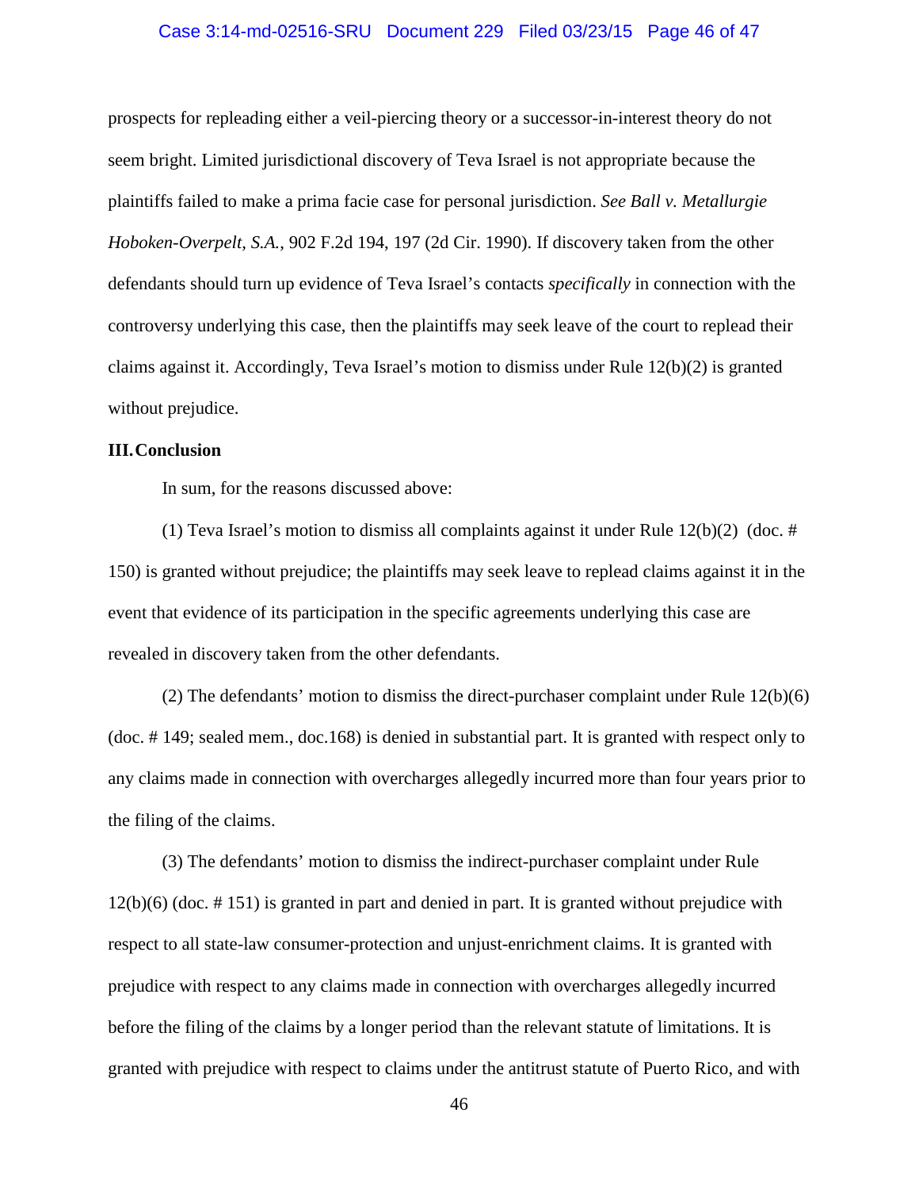prospects for repleading either a veil-piercing theory or a successor-in-interest theory do not seem bright. Limited jurisdictional discovery of Teva Israel is not appropriate because the plaintiffs failed to make a prima facie case for personal jurisdiction. *See Ball v. Metallurgie Hoboken-Overpelt, S.A.*, 902 F.2d 194, 197 (2d Cir. 1990). If discovery taken from the other defendants should turn up evidence of Teva Israel's contacts *specifically* in connection with the controversy underlying this case, then the plaintiffs may seek leave of the court to replead their claims against it. Accordingly, Teva Israel's motion to dismiss under Rule 12(b)(2) is granted without prejudice.

**III. Conclusion**

In sum, for the reasons discussed above:

(1) Teva Israel's motion to dismiss all complaints against it under Rule 12(b)(2) (doc. # 150) is granted without prejudice; the plaintiffs may seek leave to replead claims against it in the event that evidence of its participation in the specific agreements underlying this case are revealed in discovery taken from the other defendants.

(2) The defendants' motion to dismiss the direct-purchaser complaint under Rule 12(b)(6) (doc. # 149; sealed mem., doc.168) is denied in substantial part. It is granted with respect only to any claims made in connection with overcharges allegedly incurred more than four years prior to the filing of the claims.

(3) The defendants' motion to dismiss the indirect-purchaser complaint under Rule 12(b)(6) (doc. # 151) is granted in part and denied in part. It is granted without prejudice with respect to all state-law consumer-protection and unjust-enrichment claims. It is granted with prejudice with respect to any claims made in connection with overcharges allegedly incurred before the filing of the claims by a longer period than the relevant statute of limitations. It is granted with prejudice with respect to claims under the antitrust statute of Puerto Rico, and with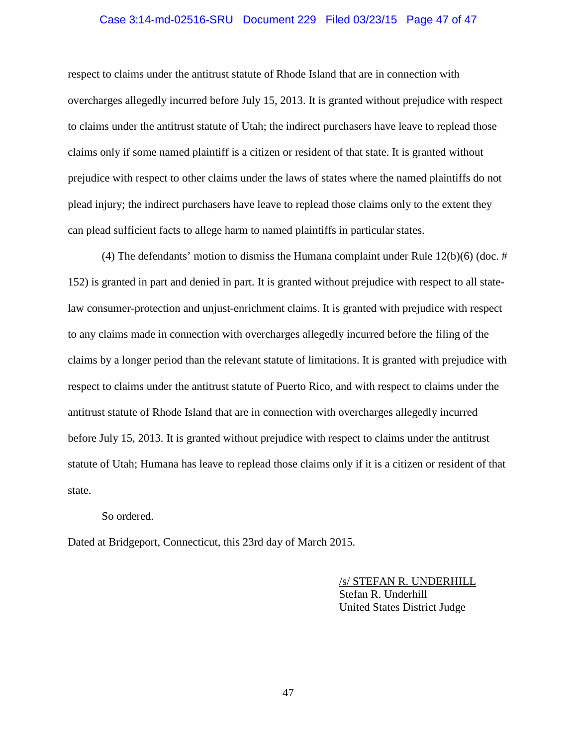respect to claims under the antitrust statute of Rhode Island that are in connection with overcharges allegedly incurred before July 15, 2013. It is granted without prejudice with respect to claims under the antitrust statute of Utah; the indirect purchasers have leave to replead those claims only if some named plaintiff is a citizen or resident of that state. It is granted without prejudice with respect to other claims under the laws of states where the named plaintiffs do not plead injury; the indirect purchasers have leave to replead those claims only to the extent they can plead sufficient facts to allege harm to named plaintiffs in particular states.

(4) The defendants' motion to dismiss the Humana complaint under Rule 12(b)(6) (doc. # 152) is granted in part and denied in part. It is granted without prejudice with respect to all state-law consumer-protection and unjust-enrichment claims. It is granted with prejudice with respect to any claims made in connection with overcharges allegedly incurred before the filing of the claims by a longer period than the relevant statute of limitations. It is granted with prejudice with respect to claims under the antitrust statute of Puerto Rico, and with respect to claims under the antitrust statute of Rhode Island that are in connection with overcharges allegedly incurred before July 15, 2013. It is granted without prejudice with respect to claims under the antitrust statute of Utah; Humana has leave to replead those claims only if it is a citizen or resident of that state.

So ordered.

Dated at Bridgeport, Connecticut, this 23rd day of March 2015.

/s/ STEFAN R. UNDERHILL
Stefan R. Underhill
United States District Judge